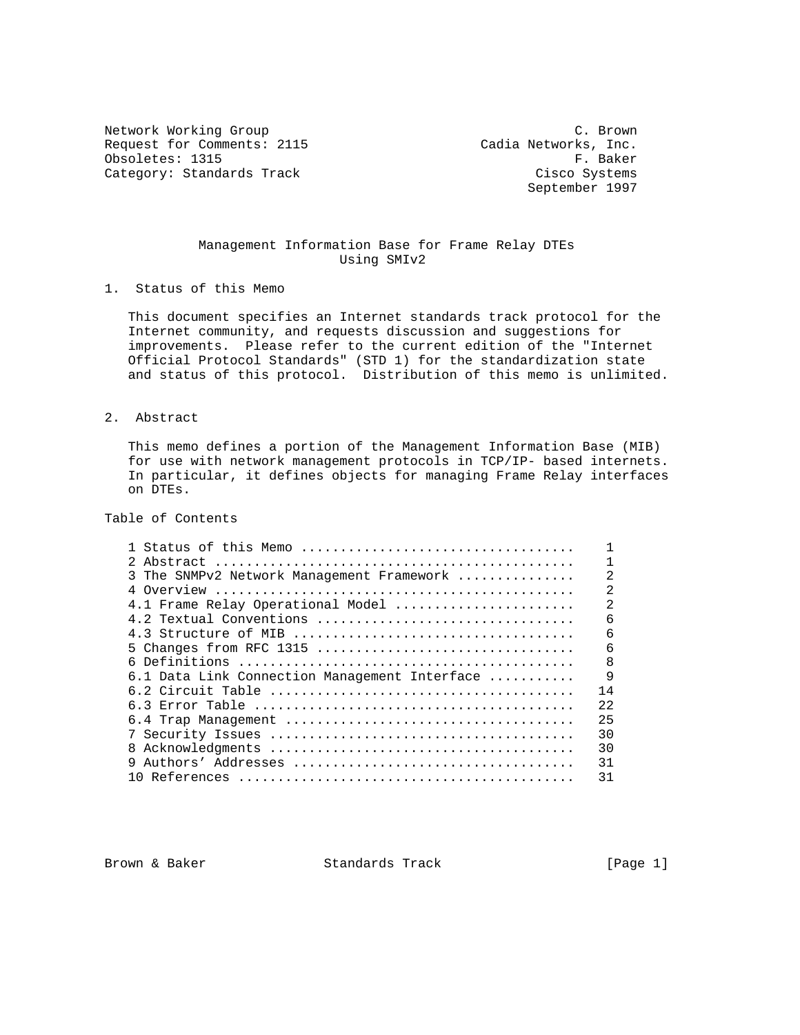Network Working Group                                           C. Brown
Request for Comments: 2115                          Cadia Networks, Inc.
Obsoletes: 1315                                                 F. Baker
Category: Standards Track                                  Cisco Systems
                                                          September 1997

# Management Information Base for Frame Relay DTEs Using SMIv2

## 1. Status of this Memo

This document specifies an Internet standards track protocol for the Internet community, and requests discussion and suggestions for improvements. Please refer to the current edition of the "Internet Official Protocol Standards" (STD 1) for the standardization state and status of this protocol. Distribution of this memo is unlimited.

## 2. Abstract

This memo defines a portion of the Management Information Base (MIB) for use with network management protocols in TCP/IP- based internets. In particular, it defines objects for managing Frame Relay interfaces on DTEs.

## Table of Contents

```
1 Status of this Memo ..................................    1
2 Abstract .............................................    1
3 The SNMPv2 Network Management Framework ..............    2
4 Overview .............................................    2
4.1 Frame Relay Operational Model ......................    2
4.2 Textual Conventions ................................    6
4.3 Structure of MIB ...................................    6
5 Changes from RFC 1315 ................................    6
6 Definitions ..........................................    8
6.1 Data Link Connection Management Interface ..........    9
6.2 Circuit Table ......................................   14
6.3 Error Table ........................................   22
6.4 Trap Management ....................................   25
7 Security Issues ......................................   30
8 Acknowledgments ......................................   30
9 Authors' Addresses ...................................   31
10 References ..........................................   31
```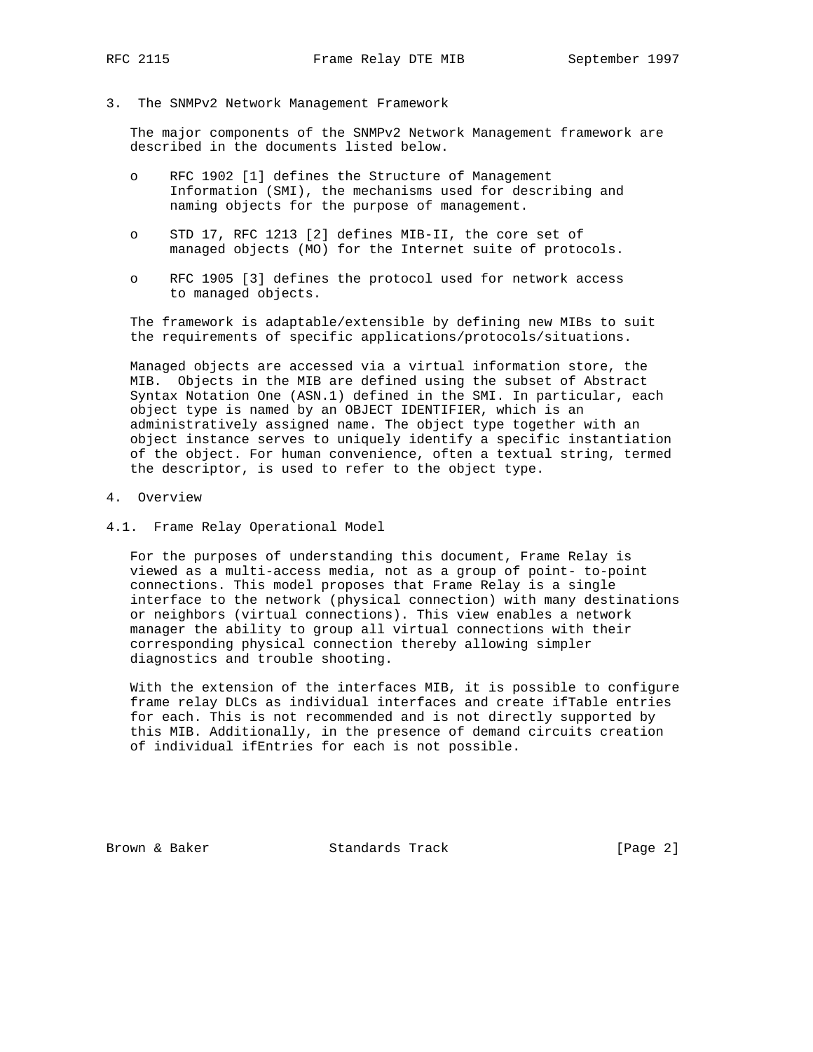## 3. The SNMPv2 Network Management Framework

The major components of the SNMPv2 Network Management framework are described in the documents listed below.

- RFC 1902 [1] defines the Structure of Management Information (SMI), the mechanisms used for describing and naming objects for the purpose of management.
- STD 17, RFC 1213 [2] defines MIB-II, the core set of managed objects (MO) for the Internet suite of protocols.
- RFC 1905 [3] defines the protocol used for network access to managed objects.

The framework is adaptable/extensible by defining new MIBs to suit the requirements of specific applications/protocols/situations.

Managed objects are accessed via a virtual information store, the MIB. Objects in the MIB are defined using the subset of Abstract Syntax Notation One (ASN.1) defined in the SMI. In particular, each object type is named by an OBJECT IDENTIFIER, which is an administratively assigned name. The object type together with an object instance serves to uniquely identify a specific instantiation of the object. For human convenience, often a textual string, termed the descriptor, is used to refer to the object type.

## 4. Overview

### 4.1. Frame Relay Operational Model

For the purposes of understanding this document, Frame Relay is viewed as a multi-access media, not as a group of point- to-point connections. This model proposes that Frame Relay is a single interface to the network (physical connection) with many destinations or neighbors (virtual connections). This view enables a network manager the ability to group all virtual connections with their corresponding physical connection thereby allowing simpler diagnostics and trouble shooting.

With the extension of the interfaces MIB, it is possible to configure frame relay DLCs as individual interfaces and create ifTable entries for each. This is not recommended and is not directly supported by this MIB. Additionally, in the presence of demand circuits creation of individual ifEntries for each is not possible.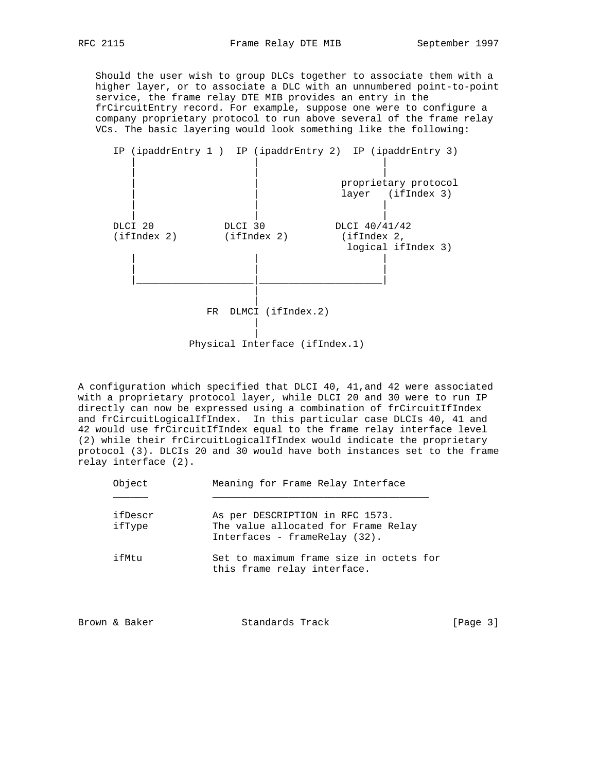Should the user wish to group DLCs together to associate them with a higher layer, or to associate a DLC with an unnumbered point-to-point service, the frame relay DTE MIB provides an entry in the frCircuitEntry record. For example, suppose one were to configure a company proprietary protocol to run above several of the frame relay VCs. The basic layering would look something like the following:

```
 IP (ipaddrEntry 1 )  IP (ipaddrEntry 2)  IP (ipaddrEntry 3)
    |                    |                    |
    |                    |                    |
    |                    |             proprietary protocol
    |                    |             layer   (ifIndex 3)
    |                    |                    |
    |                    |                    |
 DLCI 20           DLCI 30           DLCI 40/41/42
 (ifIndex 2)       (ifIndex 2)        (ifIndex 2,
                                       logical ifIndex 3)
    |                    |                    |
    |                    |                    |
    |____________________|____________________|
                         |
                         |
                FR  DLMCI (ifIndex.2)
                         |
                         |
             Physical Interface (ifIndex.1)
```

A configuration which specified that DLCI 40, 41,and 42 were associated with a proprietary protocol layer, while DLCI 20 and 30 were to run IP directly can now be expressed using a combination of frCircuitIfIndex and frCircuitLogicalIfIndex. In this particular case DLCIs 40, 41 and 42 would use frCircuitIfIndex equal to the frame relay interface level (2) while their frCircuitLogicalIfIndex would indicate the proprietary protocol (3). DLCIs 20 and 30 would have both instances set to the frame relay interface (2).

| Object | Meaning for Frame Relay Interface |
|---|---|
| ifDescr | As per DESCRIPTION in RFC 1573. |
| ifType | The value allocated for Frame Relay Interfaces - frameRelay (32). |
| ifMtu | Set to maximum frame size in octets for this frame relay interface. |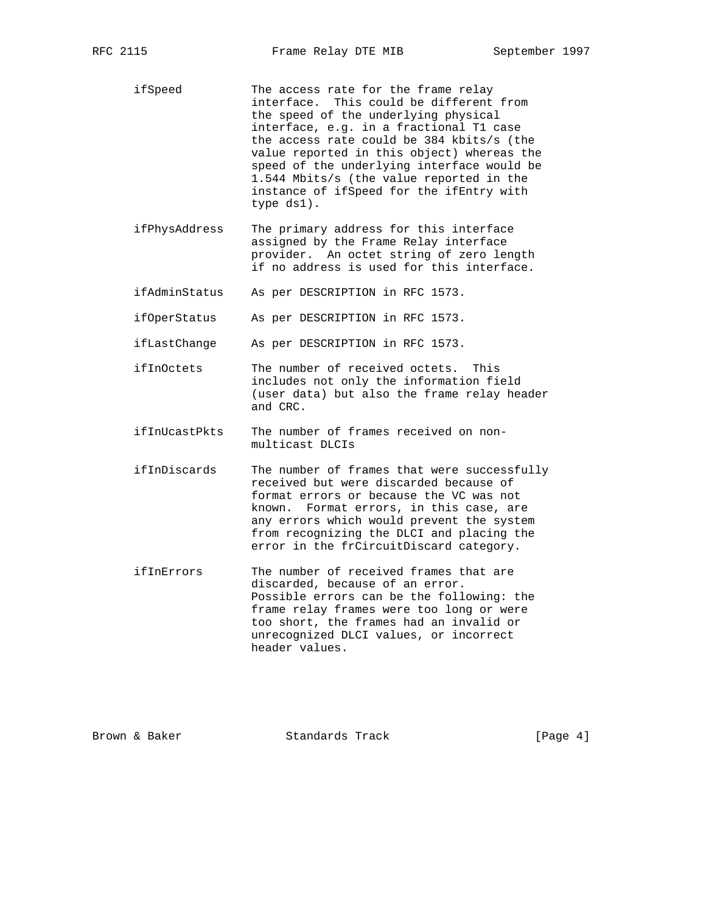```
      ifSpeed         The access rate for the frame relay
                      interface.  This could be different from
                      the speed of the underlying physical
                      interface, e.g. in a fractional T1 case
                      the access rate could be 384 kbits/s (the
                      value reported in this object) whereas the
                      speed of the underlying interface would be
                      1.544 Mbits/s (the value reported in the
                      instance of ifSpeed for the ifEntry with
                      type ds1).

      ifPhysAddress   The primary address for this interface
                      assigned by the Frame Relay interface
                      provider.  An octet string of zero length
                      if no address is used for this interface.

      ifAdminStatus   As per DESCRIPTION in RFC 1573.

      ifOperStatus    As per DESCRIPTION in RFC 1573.

      ifLastChange    As per DESCRIPTION in RFC 1573.

      ifInOctets      The number of received octets.  This
                      includes not only the information field
                      (user data) but also the frame relay header
                      and CRC.

      ifInUcastPkts   The number of frames received on non-
                      multicast DLCIs

      ifInDiscards    The number of frames that were successfully
                      received but were discarded because of
                      format errors or because the VC was not
                      known.  Format errors, in this case, are
                      any errors which would prevent the system
                      from recognizing the DLCI and placing the
                      error in the frCircuitDiscard category.

      ifInErrors      The number of received frames that are
                      discarded, because of an error.
                      Possible errors can be the following: the
                      frame relay frames were too long or were
                      too short, the frames had an invalid or
                      unrecognized DLCI values, or incorrect
                      header values.
```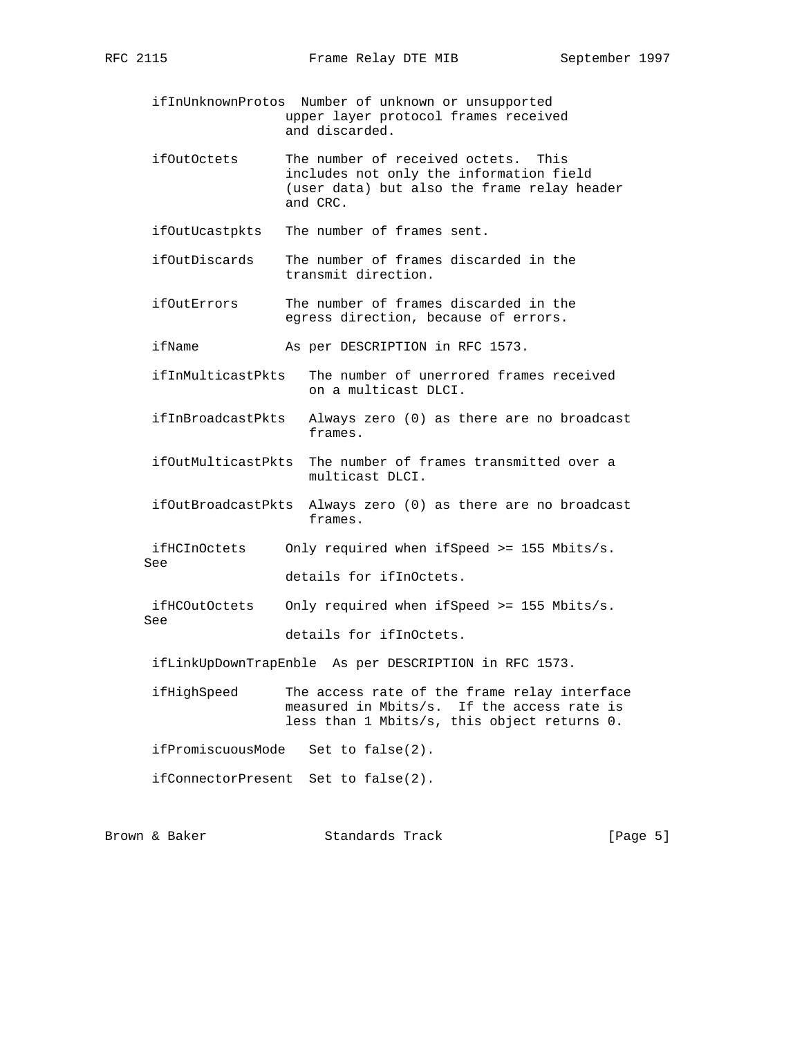```
 ifInUnknownProtos  Number of unknown or unsupported
                    upper layer protocol frames received
                    and discarded.

 ifOutOctets        The number of received octets.  This
                    includes not only the information field
                    (user data) but also the frame relay header
                    and CRC.

 ifOutUcastpkts     The number of frames sent.

 ifOutDiscards      The number of frames discarded in the
                    transmit direction.

 ifOutErrors        The number of frames discarded in the
                    egress direction, because of errors.

 ifName             As per DESCRIPTION in RFC 1573.

 ifInMulticastPkts    The number of unerrored frames received
                      on a multicast DLCI.

 ifInBroadcastPkts    Always zero (0) as there are no broadcast
                      frames.

 ifOutMulticastPkts   The number of frames transmitted over a
                      multicast DLCI.

 ifOutBroadcastPkts   Always zero (0) as there are no broadcast
                      frames.

 ifHCInOctets       Only required when ifSpeed >= 155 Mbits/s.
See
                    details for ifInOctets.

 ifHCOutOctets      Only required when ifSpeed >= 155 Mbits/s.
See
                    details for ifInOctets.

 ifLinkUpDownTrapEnble  As per DESCRIPTION in RFC 1573.

 ifHighSpeed        The access rate of the frame relay interface
                    measured in Mbits/s.  If the access rate is
                    less than 1 Mbits/s, this object returns 0.

 ifPromiscuousMode    Set to false(2).

 ifConnectorPresent   Set to false(2).
```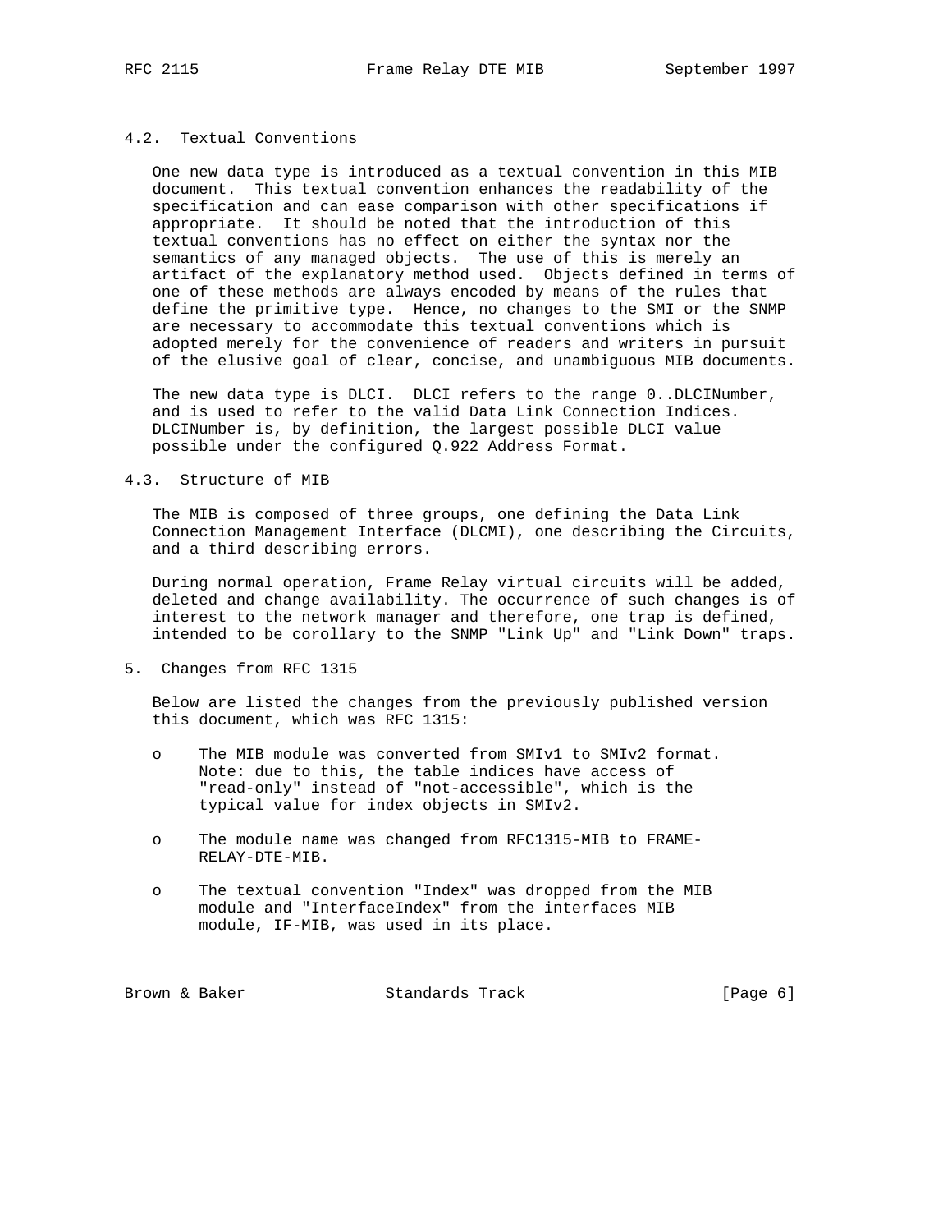### 4.2. Textual Conventions

One new data type is introduced as a textual convention in this MIB document. This textual convention enhances the readability of the specification and can ease comparison with other specifications if appropriate. It should be noted that the introduction of this textual conventions has no effect on either the syntax nor the semantics of any managed objects. The use of this is merely an artifact of the explanatory method used. Objects defined in terms of one of these methods are always encoded by means of the rules that define the primitive type. Hence, no changes to the SMI or the SNMP are necessary to accommodate this textual conventions which is adopted merely for the convenience of readers and writers in pursuit of the elusive goal of clear, concise, and unambiguous MIB documents.

The new data type is DLCI. DLCI refers to the range 0..DLCINumber, and is used to refer to the valid Data Link Connection Indices. DLCINumber is, by definition, the largest possible DLCI value possible under the configured Q.922 Address Format.

### 4.3. Structure of MIB

The MIB is composed of three groups, one defining the Data Link Connection Management Interface (DLCMI), one describing the Circuits, and a third describing errors.

During normal operation, Frame Relay virtual circuits will be added, deleted and change availability. The occurrence of such changes is of interest to the network manager and therefore, one trap is defined, intended to be corollary to the SNMP "Link Up" and "Link Down" traps.

## 5. Changes from RFC 1315

Below are listed the changes from the previously published version this document, which was RFC 1315:

- The MIB module was converted from SMIv1 to SMIv2 format. Note: due to this, the table indices have access of "read-only" instead of "not-accessible", which is the typical value for index objects in SMIv2.

- The module name was changed from RFC1315-MIB to FRAME-RELAY-DTE-MIB.

- The textual convention "Index" was dropped from the MIB module and "InterfaceIndex" from the interfaces MIB module, IF-MIB, was used in its place.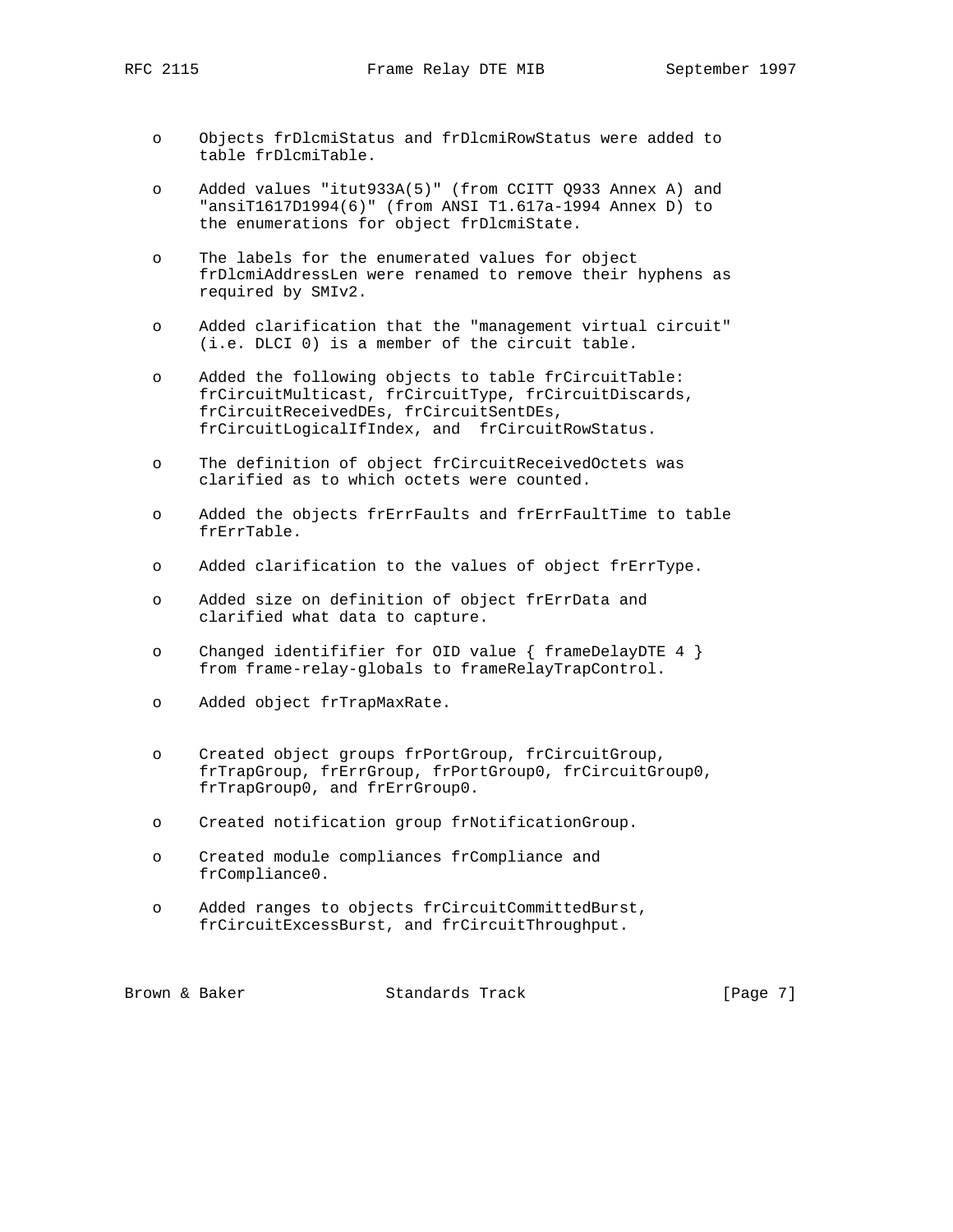- Objects frDlcmiStatus and frDlcmiRowStatus were added to table frDlcmiTable.

- Added values "itut933A(5)" (from CCITT Q933 Annex A) and "ansiT1617D1994(6)" (from ANSI T1.617a-1994 Annex D) to the enumerations for object frDlcmiState.

- The labels for the enumerated values for object frDlcmiAddressLen were renamed to remove their hyphens as required by SMIv2.

- Added clarification that the "management virtual circuit" (i.e. DLCI 0) is a member of the circuit table.

- Added the following objects to table frCircuitTable: frCircuitMulticast, frCircuitType, frCircuitDiscards, frCircuitReceivedDEs, frCircuitSentDEs, frCircuitLogicalIfIndex, and frCircuitRowStatus.

- The definition of object frCircuitReceivedOctets was clarified as to which octets were counted.

- Added the objects frErrFaults and frErrFaultTime to table frErrTable.

- Added clarification to the values of object frErrType.

- Added size on definition of object frErrData and clarified what data to capture.

- Changed identifier for OID value { frameDelayDTE 4 } from frame-relay-globals to frameRelayTrapControl.

- Added object frTrapMaxRate.

- Created object groups frPortGroup, frCircuitGroup, frTrapGroup, frErrGroup, frPortGroup0, frCircuitGroup0, frTrapGroup0, and frErrGroup0.

- Created notification group frNotificationGroup.

- Created module compliances frCompliance and frCompliance0.

- Added ranges to objects frCircuitCommittedBurst, frCircuitExcessBurst, and frCircuitThroughput.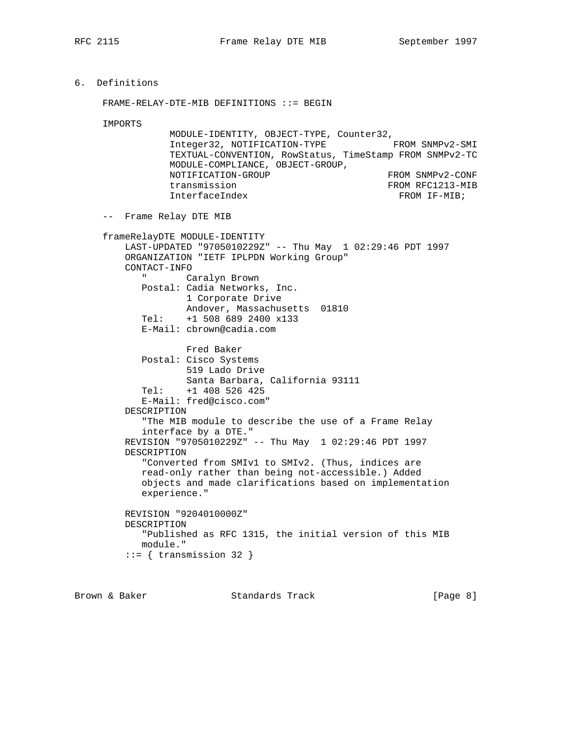## 6. Definitions

```
FRAME-RELAY-DTE-MIB DEFINITIONS ::= BEGIN

IMPORTS
          MODULE-IDENTITY, OBJECT-TYPE, Counter32,
          Integer32, NOTIFICATION-TYPE           FROM SNMPv2-SMI
          TEXTUAL-CONVENTION, RowStatus, TimeStamp FROM SNMPv2-TC
          MODULE-COMPLIANCE, OBJECT-GROUP,
          NOTIFICATION-GROUP                     FROM SNMPv2-CONF
          transmission                           FROM RFC1213-MIB
          InterfaceIndex                           FROM IF-MIB;

--  Frame Relay DTE MIB

frameRelayDTE MODULE-IDENTITY
    LAST-UPDATED "9705010229Z" -- Thu May  1 02:29:46 PDT 1997
    ORGANIZATION "IETF IPLPDN Working Group"
    CONTACT-INFO
       "       Caralyn Brown
       Postal: Cadia Networks, Inc.
               1 Corporate Drive
               Andover, Massachusetts  01810
       Tel:    +1 508 689 2400 x133
       E-Mail: cbrown@cadia.com

               Fred Baker
       Postal: Cisco Systems
               519 Lado Drive
               Santa Barbara, California 93111
       Tel:    +1 408 526 425
       E-Mail: fred@cisco.com"
    DESCRIPTION
       "The MIB module to describe the use of a Frame Relay
       interface by a DTE."
    REVISION "9705010229Z" -- Thu May  1 02:29:46 PDT 1997
    DESCRIPTION
       "Converted from SMIv1 to SMIv2. (Thus, indices are
       read-only rather than being not-accessible.) Added
       objects and made clarifications based on implementation
       experience."

    REVISION "9204010000Z"
    DESCRIPTION
       "Published as RFC 1315, the initial version of this MIB
       module."
    ::= { transmission 32 }
```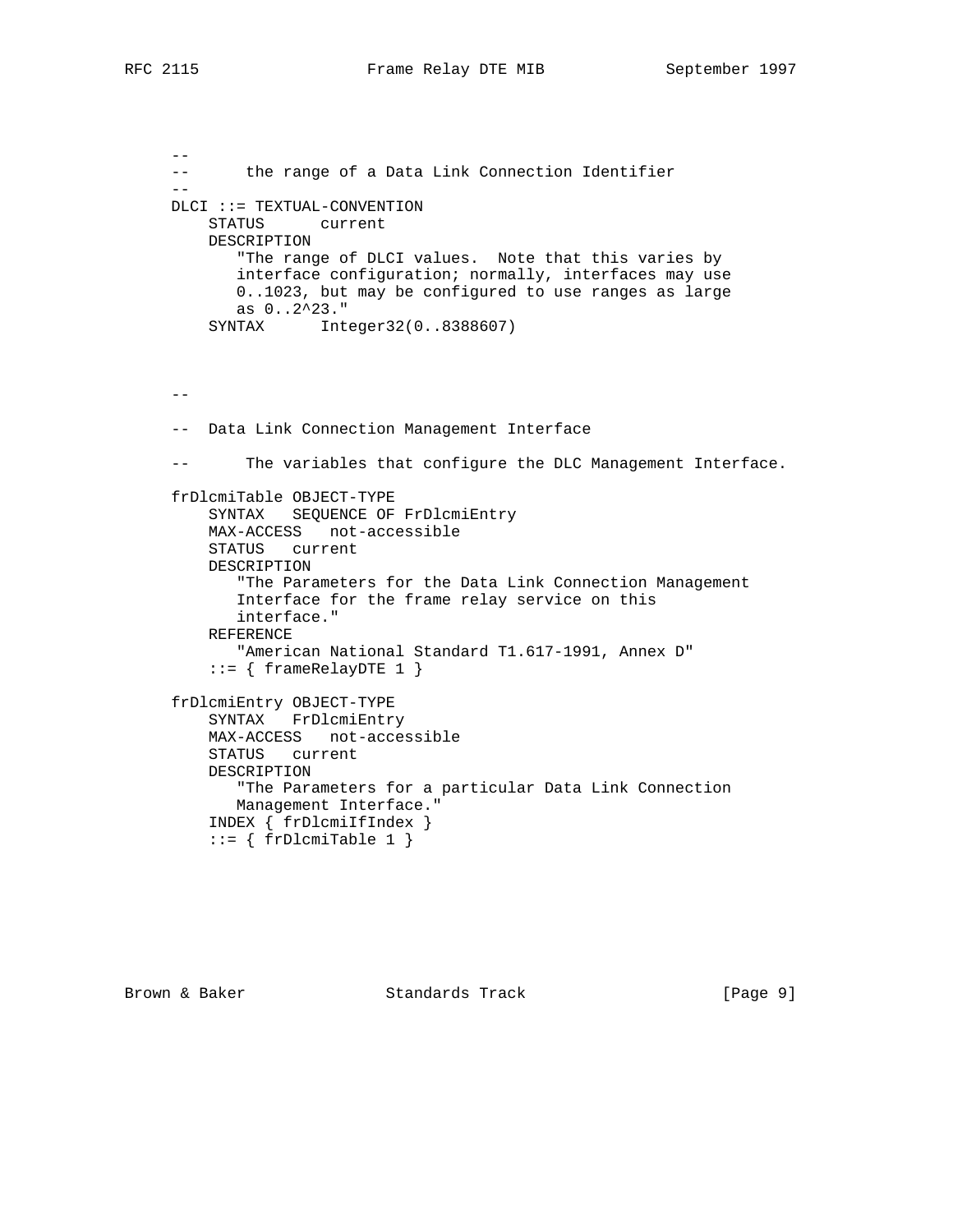```
    --
    --       the range of a Data Link Connection Identifier
    --
    DLCI ::= TEXTUAL-CONVENTION
        STATUS      current
        DESCRIPTION
           "The range of DLCI values.  Note that this varies by
           interface configuration; normally, interfaces may use
           0..1023, but may be configured to use ranges as large
           as 0..2^23."
        SYNTAX      Integer32(0..8388607)



    --

    --  Data Link Connection Management Interface

    --       The variables that configure the DLC Management Interface.

    frDlcmiTable OBJECT-TYPE
        SYNTAX   SEQUENCE OF FrDlcmiEntry
        MAX-ACCESS   not-accessible
        STATUS   current
        DESCRIPTION
           "The Parameters for the Data Link Connection Management
           Interface for the frame relay service on this
           interface."
        REFERENCE
           "American National Standard T1.617-1991, Annex D"
        ::= { frameRelayDTE 1 }

    frDlcmiEntry OBJECT-TYPE
        SYNTAX   FrDlcmiEntry
        MAX-ACCESS   not-accessible
        STATUS   current
        DESCRIPTION
           "The Parameters for a particular Data Link Connection
           Management Interface."
        INDEX { frDlcmiIfIndex }
        ::= { frDlcmiTable 1 }
```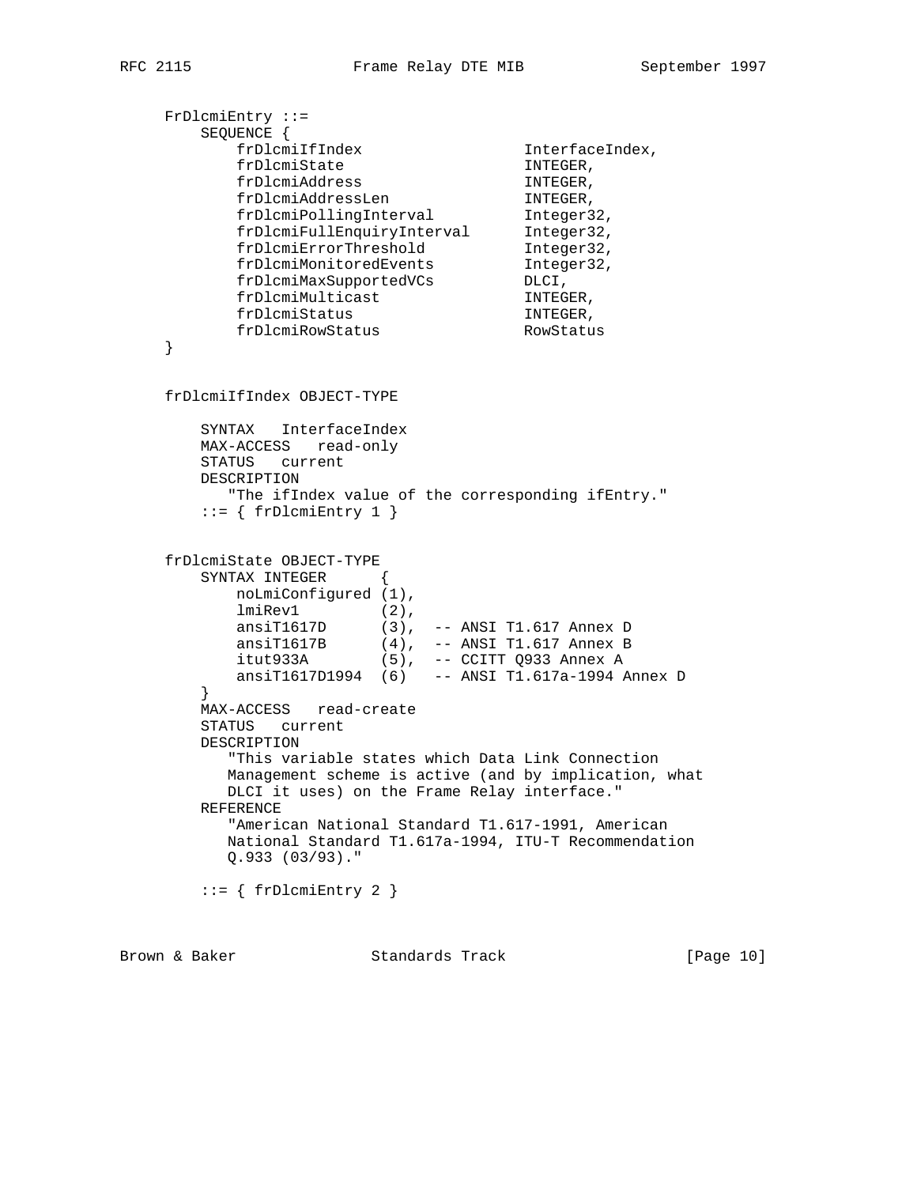```
   FrDlcmiEntry ::=
       SEQUENCE {
           frDlcmiIfIndex                  InterfaceIndex,
           frDlcmiState                    INTEGER,
           frDlcmiAddress                  INTEGER,
           frDlcmiAddressLen               INTEGER,
           frDlcmiPollingInterval          Integer32,
           frDlcmiFullEnquiryInterval      Integer32,
           frDlcmiErrorThreshold           Integer32,
           frDlcmiMonitoredEvents          Integer32,
           frDlcmiMaxSupportedVCs          DLCI,
           frDlcmiMulticast                INTEGER,
           frDlcmiStatus                   INTEGER,
           frDlcmiRowStatus                RowStatus
   }


   frDlcmiIfIndex OBJECT-TYPE

       SYNTAX   InterfaceIndex
       MAX-ACCESS   read-only
       STATUS   current
       DESCRIPTION
          "The ifIndex value of the corresponding ifEntry."
       ::= { frDlcmiEntry 1 }


   frDlcmiState OBJECT-TYPE
       SYNTAX INTEGER      {
           noLmiConfigured (1),
           lmiRev1         (2),
           ansiT1617D      (3),  -- ANSI T1.617 Annex D
           ansiT1617B      (4),  -- ANSI T1.617 Annex B
           itut933A        (5),  -- CCITT Q933 Annex A
           ansiT1617D1994  (6)   -- ANSI T1.617a-1994 Annex D
       }
       MAX-ACCESS   read-create
       STATUS   current
       DESCRIPTION
          "This variable states which Data Link Connection
          Management scheme is active (and by implication, what
          DLCI it uses) on the Frame Relay interface."
       REFERENCE
          "American National Standard T1.617-1991, American
          National Standard T1.617a-1994, ITU-T Recommendation
          Q.933 (03/93)."

       ::= { frDlcmiEntry 2 }
```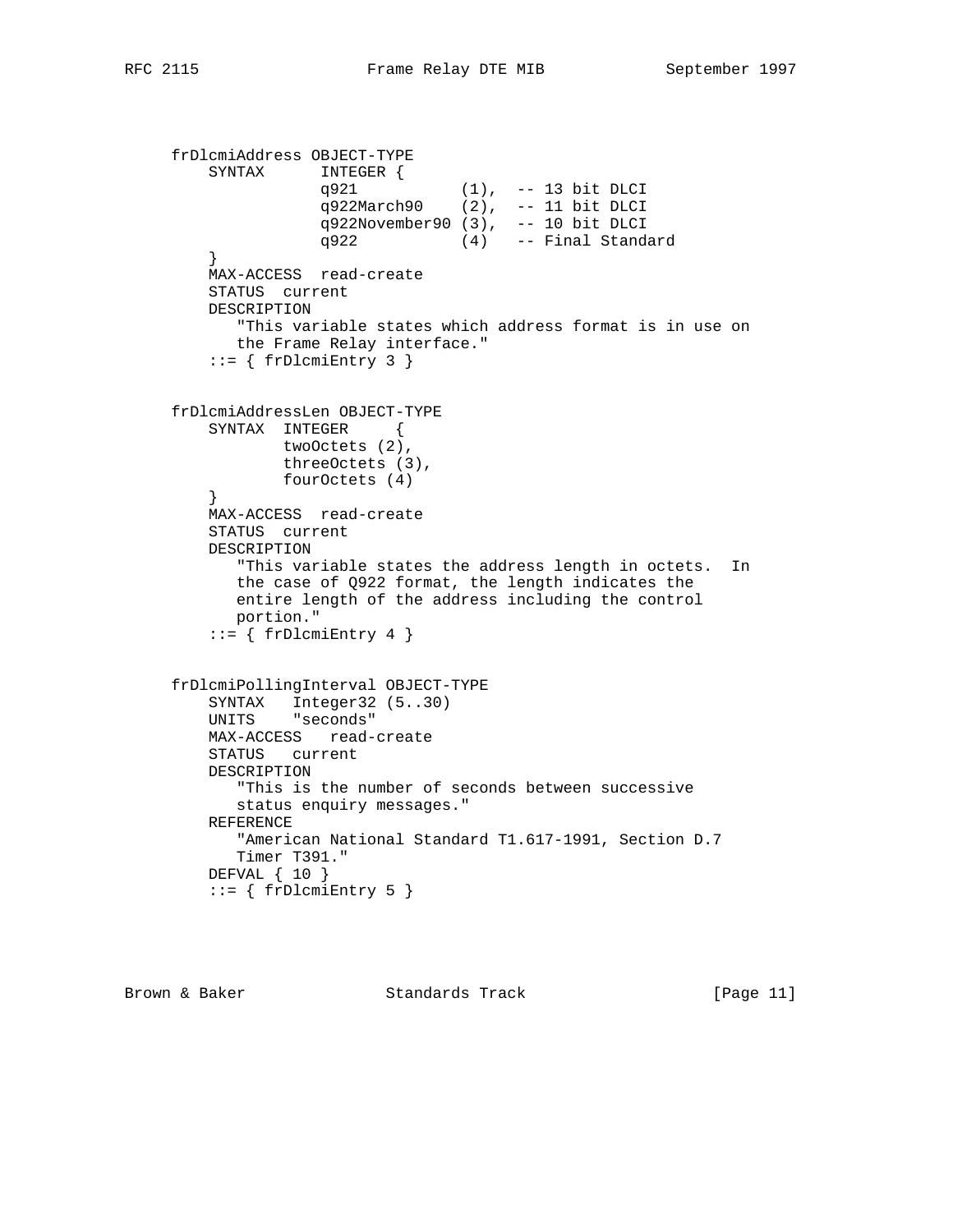```
     frDlcmiAddress OBJECT-TYPE
         SYNTAX      INTEGER {
                     q921           (1),  -- 13 bit DLCI
                     q922March90    (2),  -- 11 bit DLCI
                     q922November90 (3),  -- 10 bit DLCI
                     q922           (4)   -- Final Standard
         }
         MAX-ACCESS  read-create
         STATUS  current
         DESCRIPTION
            "This variable states which address format is in use on
            the Frame Relay interface."
         ::= { frDlcmiEntry 3 }


     frDlcmiAddressLen OBJECT-TYPE
         SYNTAX  INTEGER     {
                 twoOctets (2),
                 threeOctets (3),
                 fourOctets (4)
         }
         MAX-ACCESS  read-create
         STATUS  current
         DESCRIPTION
            "This variable states the address length in octets.  In
            the case of Q922 format, the length indicates the
            entire length of the address including the control
            portion."
         ::= { frDlcmiEntry 4 }


     frDlcmiPollingInterval OBJECT-TYPE
         SYNTAX   Integer32 (5..30)
         UNITS    "seconds"
         MAX-ACCESS   read-create
         STATUS   current
         DESCRIPTION
            "This is the number of seconds between successive
            status enquiry messages."
         REFERENCE
            "American National Standard T1.617-1991, Section D.7
            Timer T391."
         DEFVAL { 10 }
         ::= { frDlcmiEntry 5 }
```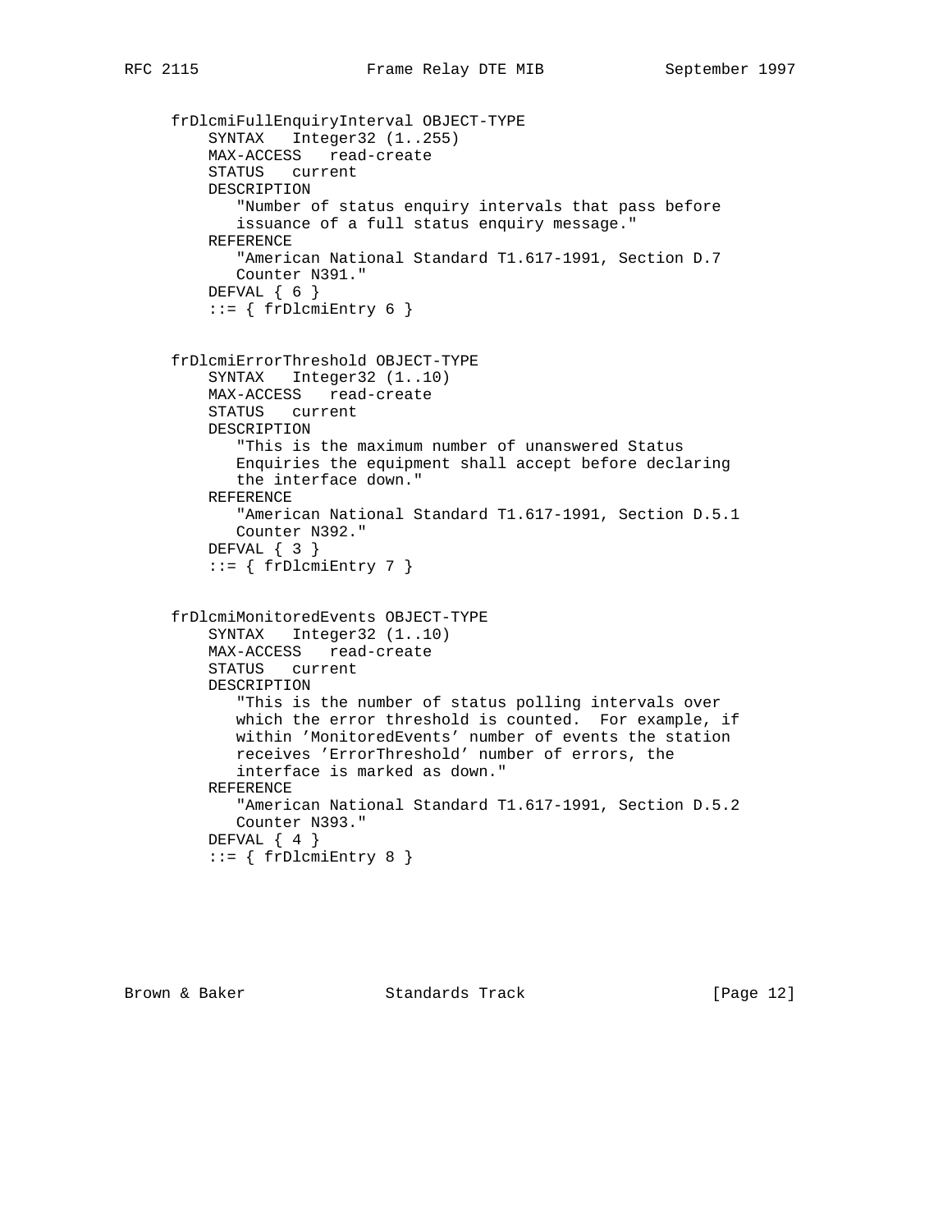```
   frDlcmiFullEnquiryInterval OBJECT-TYPE
       SYNTAX   Integer32 (1..255)
       MAX-ACCESS   read-create
       STATUS   current
       DESCRIPTION
          "Number of status enquiry intervals that pass before
          issuance of a full status enquiry message."
       REFERENCE
          "American National Standard T1.617-1991, Section D.7
          Counter N391."
       DEFVAL { 6 }
       ::= { frDlcmiEntry 6 }


   frDlcmiErrorThreshold OBJECT-TYPE
       SYNTAX   Integer32 (1..10)
       MAX-ACCESS   read-create
       STATUS   current
       DESCRIPTION
          "This is the maximum number of unanswered Status
          Enquiries the equipment shall accept before declaring
          the interface down."
       REFERENCE
          "American National Standard T1.617-1991, Section D.5.1
          Counter N392."
       DEFVAL { 3 }
       ::= { frDlcmiEntry 7 }


   frDlcmiMonitoredEvents OBJECT-TYPE
       SYNTAX   Integer32 (1..10)
       MAX-ACCESS   read-create
       STATUS   current
       DESCRIPTION
          "This is the number of status polling intervals over
          which the error threshold is counted.  For example, if
          within 'MonitoredEvents' number of events the station
          receives 'ErrorThreshold' number of errors, the
          interface is marked as down."
       REFERENCE
          "American National Standard T1.617-1991, Section D.5.2
          Counter N393."
       DEFVAL { 4 }
       ::= { frDlcmiEntry 8 }
```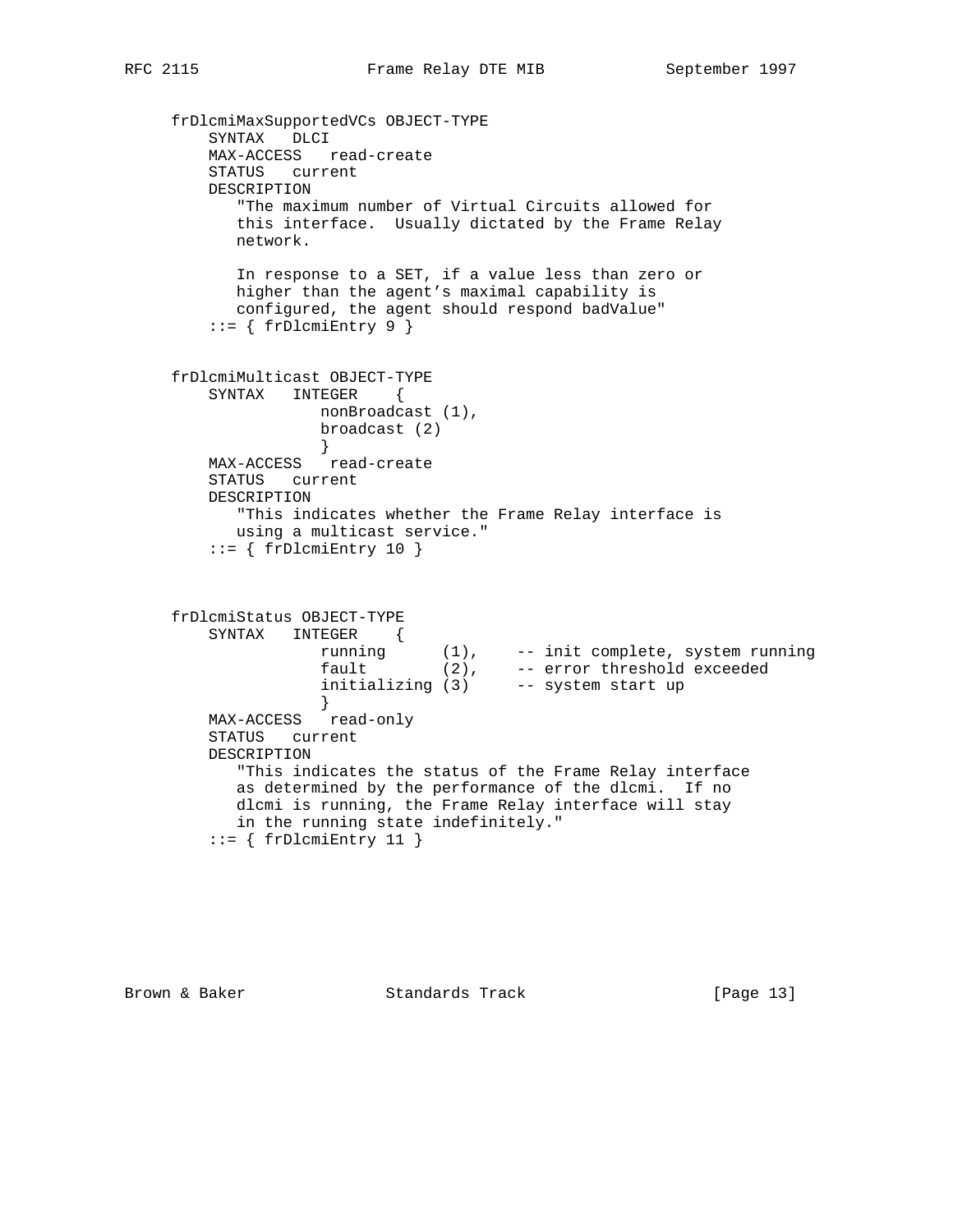```
frDlcmiMaxSupportedVCs OBJECT-TYPE
    SYNTAX   DLCI
    MAX-ACCESS   read-create
    STATUS   current
    DESCRIPTION
       "The maximum number of Virtual Circuits allowed for
       this interface.  Usually dictated by the Frame Relay
       network.

       In response to a SET, if a value less than zero or
       higher than the agent's maximal capability is
       configured, the agent should respond badValue"
    ::= { frDlcmiEntry 9 }


frDlcmiMulticast OBJECT-TYPE
    SYNTAX   INTEGER    {
                nonBroadcast (1),
                broadcast (2)
                }
    MAX-ACCESS   read-create
    STATUS   current
    DESCRIPTION
       "This indicates whether the Frame Relay interface is
       using a multicast service."
    ::= { frDlcmiEntry 10 }



frDlcmiStatus OBJECT-TYPE
    SYNTAX   INTEGER    {
                running      (1),    -- init complete, system running
                fault        (2),    -- error threshold exceeded
                initializing (3)     -- system start up
                }
    MAX-ACCESS   read-only
    STATUS   current
    DESCRIPTION
       "This indicates the status of the Frame Relay interface
       as determined by the performance of the dlcmi.  If no
       dlcmi is running, the Frame Relay interface will stay
       in the running state indefinitely."
    ::= { frDlcmiEntry 11 }
```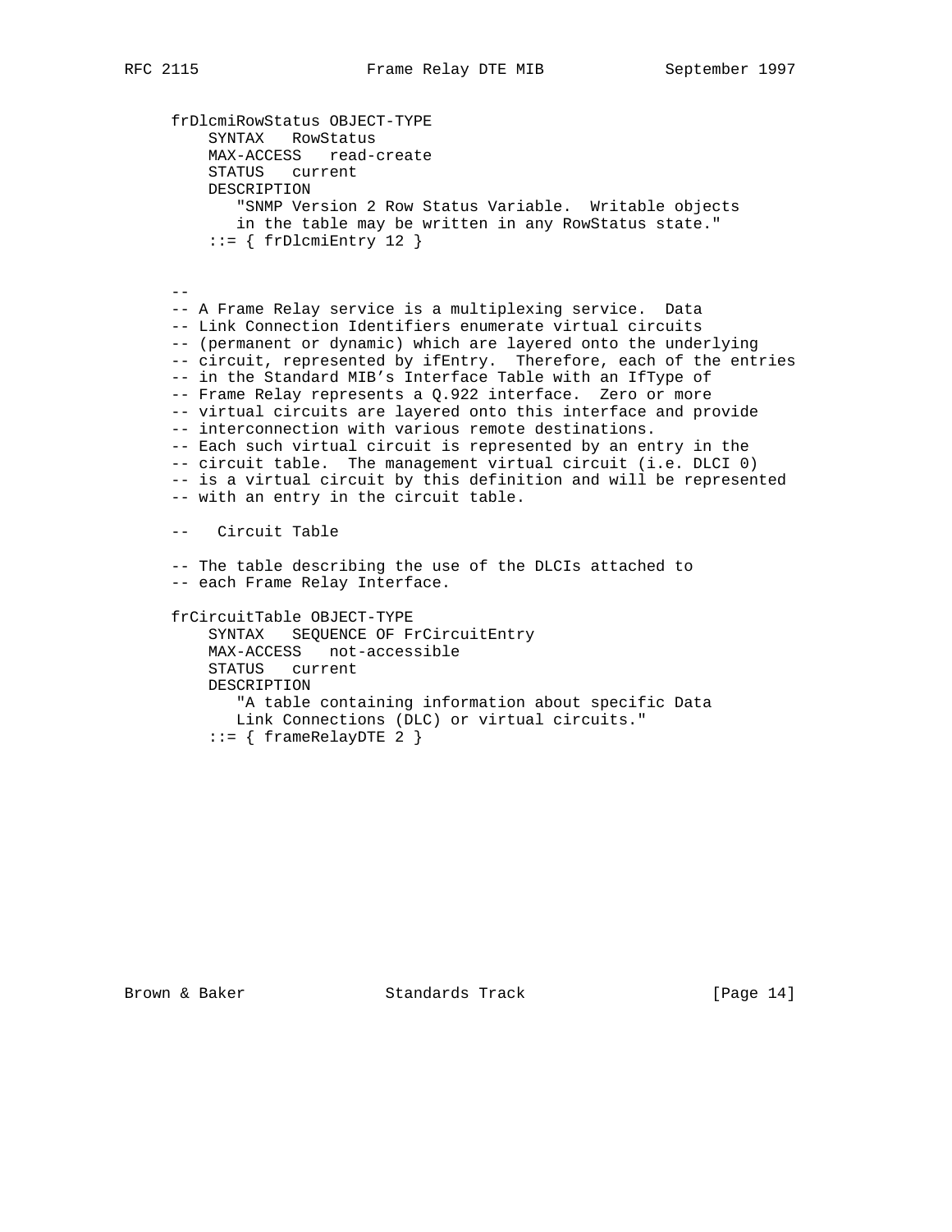```
   frDlcmiRowStatus OBJECT-TYPE
       SYNTAX   RowStatus
       MAX-ACCESS   read-create
       STATUS   current
       DESCRIPTION
          "SNMP Version 2 Row Status Variable.  Writable objects
          in the table may be written in any RowStatus state."
       ::= { frDlcmiEntry 12 }


   --
   -- A Frame Relay service is a multiplexing service.  Data
   -- Link Connection Identifiers enumerate virtual circuits
   -- (permanent or dynamic) which are layered onto the underlying
   -- circuit, represented by ifEntry.  Therefore, each of the entries
   -- in the Standard MIB's Interface Table with an IfType of
   -- Frame Relay represents a Q.922 interface.  Zero or more
   -- virtual circuits are layered onto this interface and provide
   -- interconnection with various remote destinations.
   -- Each such virtual circuit is represented by an entry in the
   -- circuit table.  The management virtual circuit (i.e. DLCI 0)
   -- is a virtual circuit by this definition and will be represented
   -- with an entry in the circuit table.

   --   Circuit Table

   -- The table describing the use of the DLCIs attached to
   -- each Frame Relay Interface.

   frCircuitTable OBJECT-TYPE
       SYNTAX   SEQUENCE OF FrCircuitEntry
       MAX-ACCESS   not-accessible
       STATUS   current
       DESCRIPTION
          "A table containing information about specific Data
          Link Connections (DLC) or virtual circuits."
       ::= { frameRelayDTE 2 }
```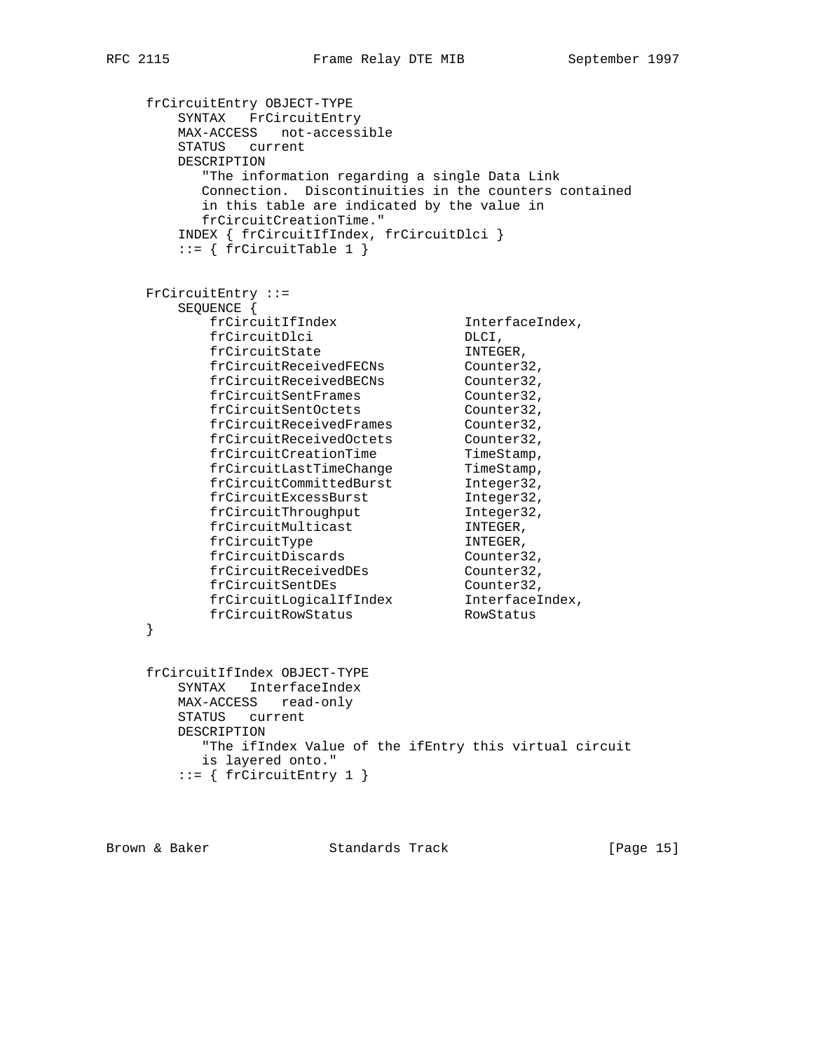```
   frCircuitEntry OBJECT-TYPE
       SYNTAX   FrCircuitEntry
       MAX-ACCESS   not-accessible
       STATUS   current
       DESCRIPTION
          "The information regarding a single Data Link
          Connection.  Discontinuities in the counters contained
          in this table are indicated by the value in
          frCircuitCreationTime."
       INDEX { frCircuitIfIndex, frCircuitDlci }
       ::= { frCircuitTable 1 }


   FrCircuitEntry ::=
       SEQUENCE {
           frCircuitIfIndex                InterfaceIndex,
           frCircuitDlci                   DLCI,
           frCircuitState                  INTEGER,
           frCircuitReceivedFECNs          Counter32,
           frCircuitReceivedBECNs          Counter32,
           frCircuitSentFrames             Counter32,
           frCircuitSentOctets             Counter32,
           frCircuitReceivedFrames         Counter32,
           frCircuitReceivedOctets         Counter32,
           frCircuitCreationTime           TimeStamp,
           frCircuitLastTimeChange         TimeStamp,
           frCircuitCommittedBurst         Integer32,
           frCircuitExcessBurst            Integer32,
           frCircuitThroughput             Integer32,
           frCircuitMulticast              INTEGER,
           frCircuitType                   INTEGER,
           frCircuitDiscards               Counter32,
           frCircuitReceivedDEs            Counter32,
           frCircuitSentDEs                Counter32,
           frCircuitLogicalIfIndex         InterfaceIndex,
           frCircuitRowStatus              RowStatus
   }


   frCircuitIfIndex OBJECT-TYPE
       SYNTAX   InterfaceIndex
       MAX-ACCESS   read-only
       STATUS   current
       DESCRIPTION
          "The ifIndex Value of the ifEntry this virtual circuit
          is layered onto."
       ::= { frCircuitEntry 1 }
```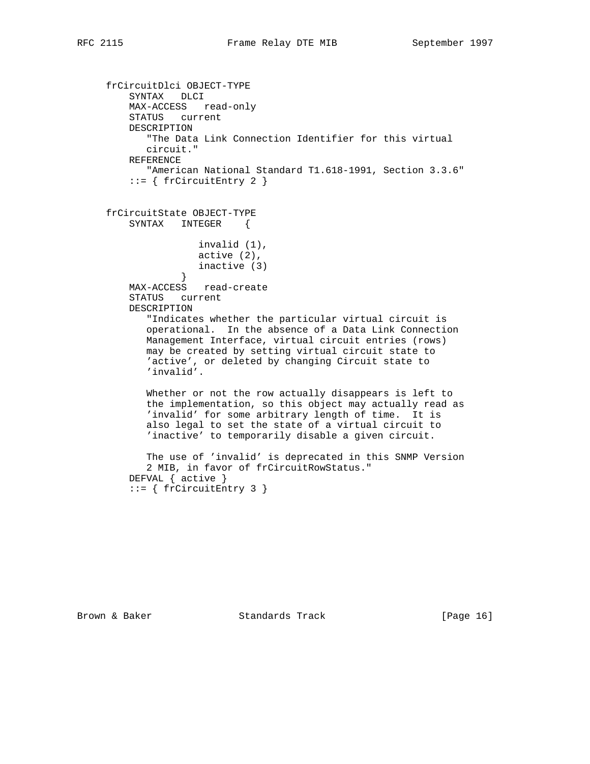```
   frCircuitDlci OBJECT-TYPE
       SYNTAX   DLCI
       MAX-ACCESS   read-only
       STATUS   current
       DESCRIPTION
          "The Data Link Connection Identifier for this virtual
          circuit."
       REFERENCE
          "American National Standard T1.618-1991, Section 3.3.6"
       ::= { frCircuitEntry 2 }


   frCircuitState OBJECT-TYPE
       SYNTAX   INTEGER    {

                    invalid (1),
                    active (2),
                    inactive (3)
                 }
       MAX-ACCESS   read-create
       STATUS   current
       DESCRIPTION
          "Indicates whether the particular virtual circuit is
          operational.  In the absence of a Data Link Connection
          Management Interface, virtual circuit entries (rows)
          may be created by setting virtual circuit state to
          'active', or deleted by changing Circuit state to
          'invalid'.

          Whether or not the row actually disappears is left to
          the implementation, so this object may actually read as
          'invalid' for some arbitrary length of time.  It is
          also legal to set the state of a virtual circuit to
          'inactive' to temporarily disable a given circuit.

          The use of 'invalid' is deprecated in this SNMP Version
          2 MIB, in favor of frCircuitRowStatus."
       DEFVAL { active }
       ::= { frCircuitEntry 3 }
```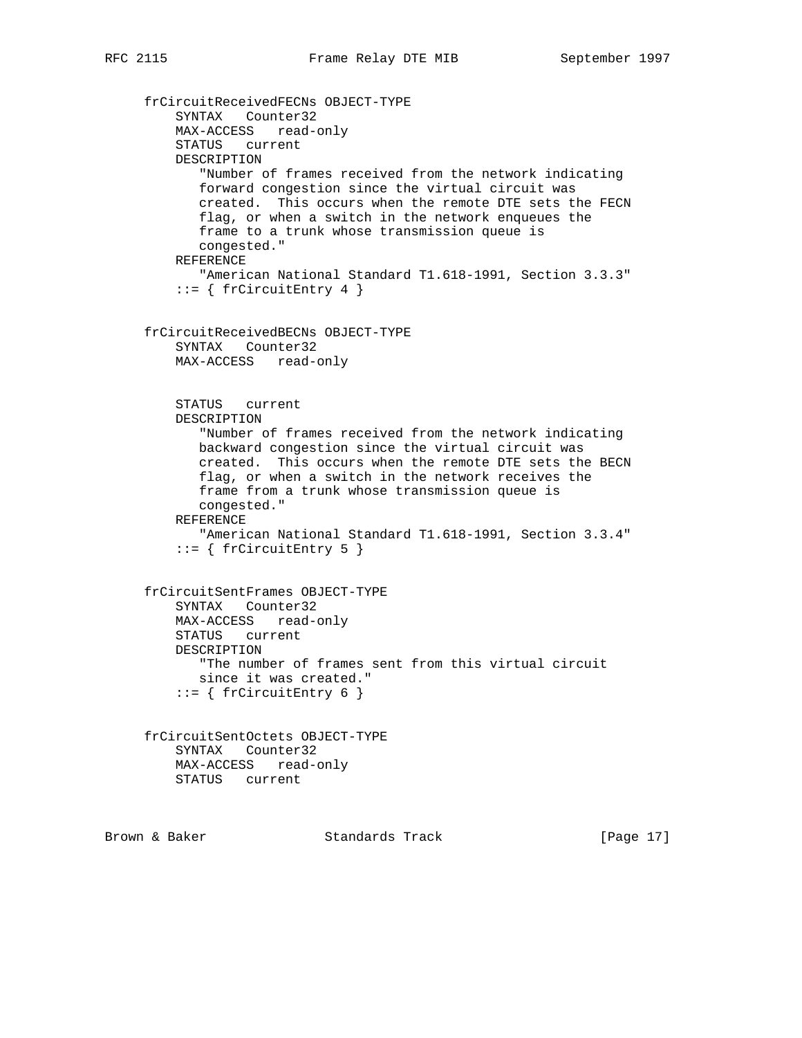```
   frCircuitReceivedFECNs OBJECT-TYPE
       SYNTAX   Counter32
       MAX-ACCESS   read-only
       STATUS   current
       DESCRIPTION
          "Number of frames received from the network indicating
          forward congestion since the virtual circuit was
          created.  This occurs when the remote DTE sets the FECN
          flag, or when a switch in the network enqueues the
          frame to a trunk whose transmission queue is
          congested."
       REFERENCE
          "American National Standard T1.618-1991, Section 3.3.3"
       ::= { frCircuitEntry 4 }


   frCircuitReceivedBECNs OBJECT-TYPE
       SYNTAX   Counter32
       MAX-ACCESS   read-only


       STATUS   current
       DESCRIPTION
          "Number of frames received from the network indicating
          backward congestion since the virtual circuit was
          created.  This occurs when the remote DTE sets the BECN
          flag, or when a switch in the network receives the
          frame from a trunk whose transmission queue is
          congested."
       REFERENCE
          "American National Standard T1.618-1991, Section 3.3.4"
       ::= { frCircuitEntry 5 }


   frCircuitSentFrames OBJECT-TYPE
       SYNTAX   Counter32
       MAX-ACCESS   read-only
       STATUS   current
       DESCRIPTION
          "The number of frames sent from this virtual circuit
          since it was created."
       ::= { frCircuitEntry 6 }


   frCircuitSentOctets OBJECT-TYPE
       SYNTAX   Counter32
       MAX-ACCESS   read-only
       STATUS   current
```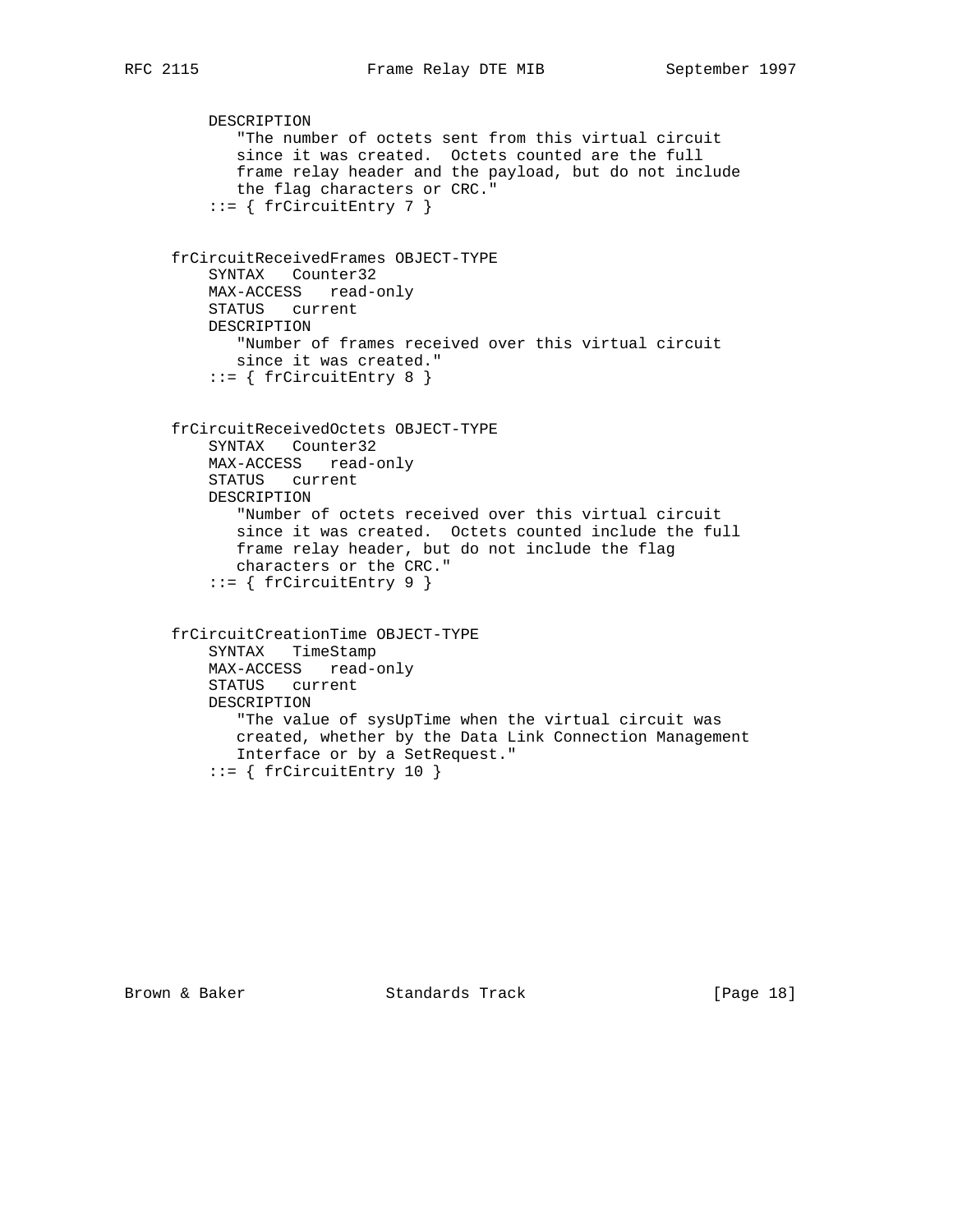```
         DESCRIPTION
            "The number of octets sent from this virtual circuit
            since it was created.  Octets counted are the full
            frame relay header and the payload, but do not include
            the flag characters or CRC."
         ::= { frCircuitEntry 7 }


     frCircuitReceivedFrames OBJECT-TYPE
         SYNTAX   Counter32
         MAX-ACCESS   read-only
         STATUS   current
         DESCRIPTION
            "Number of frames received over this virtual circuit
            since it was created."
         ::= { frCircuitEntry 8 }


     frCircuitReceivedOctets OBJECT-TYPE
         SYNTAX   Counter32
         MAX-ACCESS   read-only
         STATUS   current
         DESCRIPTION
            "Number of octets received over this virtual circuit
            since it was created.  Octets counted include the full
            frame relay header, but do not include the flag
            characters or the CRC."
         ::= { frCircuitEntry 9 }


     frCircuitCreationTime OBJECT-TYPE
         SYNTAX   TimeStamp
         MAX-ACCESS   read-only
         STATUS   current
         DESCRIPTION
            "The value of sysUpTime when the virtual circuit was
            created, whether by the Data Link Connection Management
            Interface or by a SetRequest."
         ::= { frCircuitEntry 10 }
```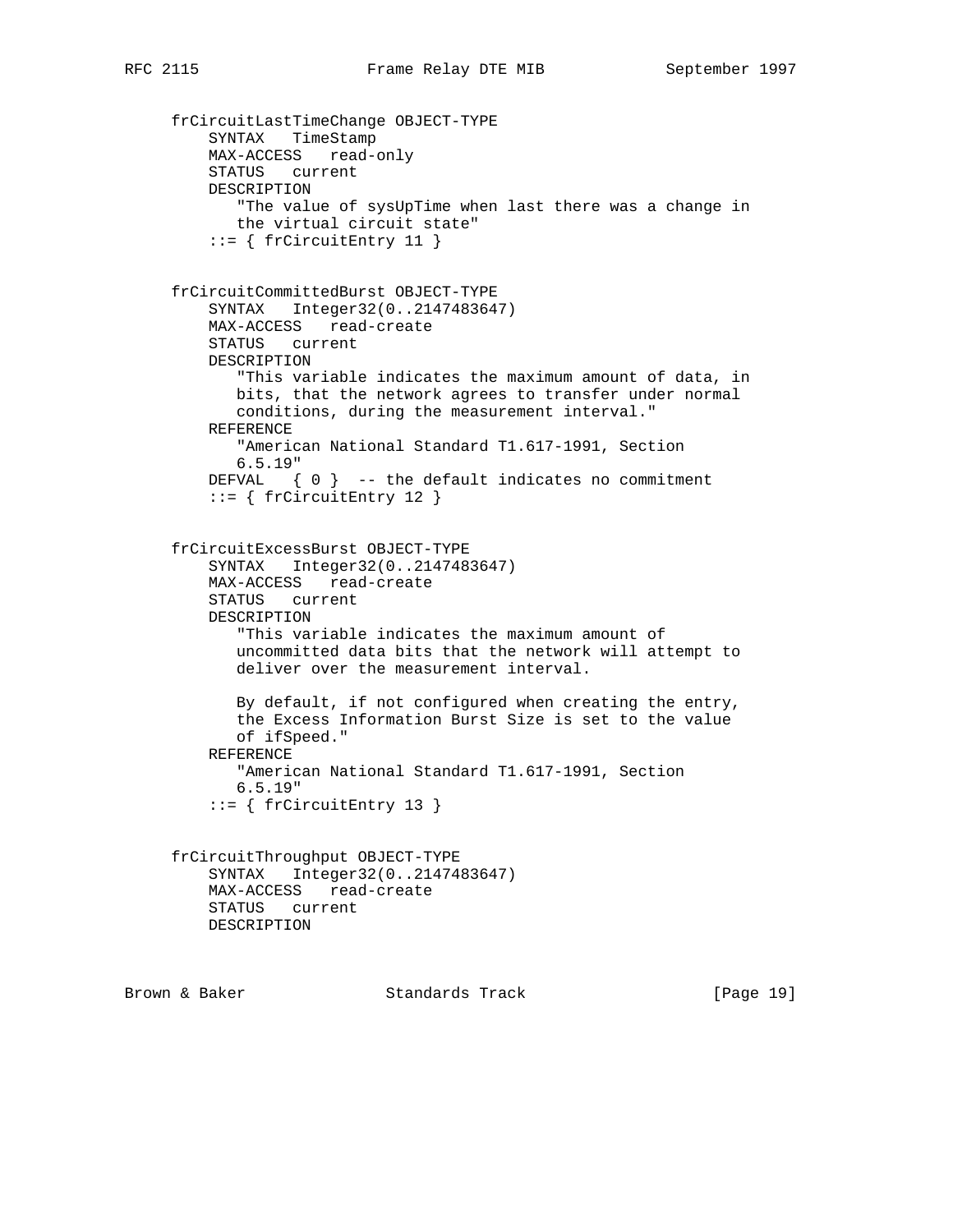```
frCircuitLastTimeChange OBJECT-TYPE
    SYNTAX   TimeStamp
    MAX-ACCESS   read-only
    STATUS   current
    DESCRIPTION
       "The value of sysUpTime when last there was a change in
       the virtual circuit state"
    ::= { frCircuitEntry 11 }


frCircuitCommittedBurst OBJECT-TYPE
    SYNTAX   Integer32(0..2147483647)
    MAX-ACCESS   read-create
    STATUS   current
    DESCRIPTION
       "This variable indicates the maximum amount of data, in
       bits, that the network agrees to transfer under normal
       conditions, during the measurement interval."
    REFERENCE
       "American National Standard T1.617-1991, Section
       6.5.19"
    DEFVAL   { 0 }  -- the default indicates no commitment
    ::= { frCircuitEntry 12 }


frCircuitExcessBurst OBJECT-TYPE
    SYNTAX   Integer32(0..2147483647)
    MAX-ACCESS   read-create
    STATUS   current
    DESCRIPTION
       "This variable indicates the maximum amount of
       uncommitted data bits that the network will attempt to
       deliver over the measurement interval.

       By default, if not configured when creating the entry,
       the Excess Information Burst Size is set to the value
       of ifSpeed."
    REFERENCE
       "American National Standard T1.617-1991, Section
       6.5.19"
    ::= { frCircuitEntry 13 }


frCircuitThroughput OBJECT-TYPE
    SYNTAX   Integer32(0..2147483647)
    MAX-ACCESS   read-create
    STATUS   current
    DESCRIPTION
```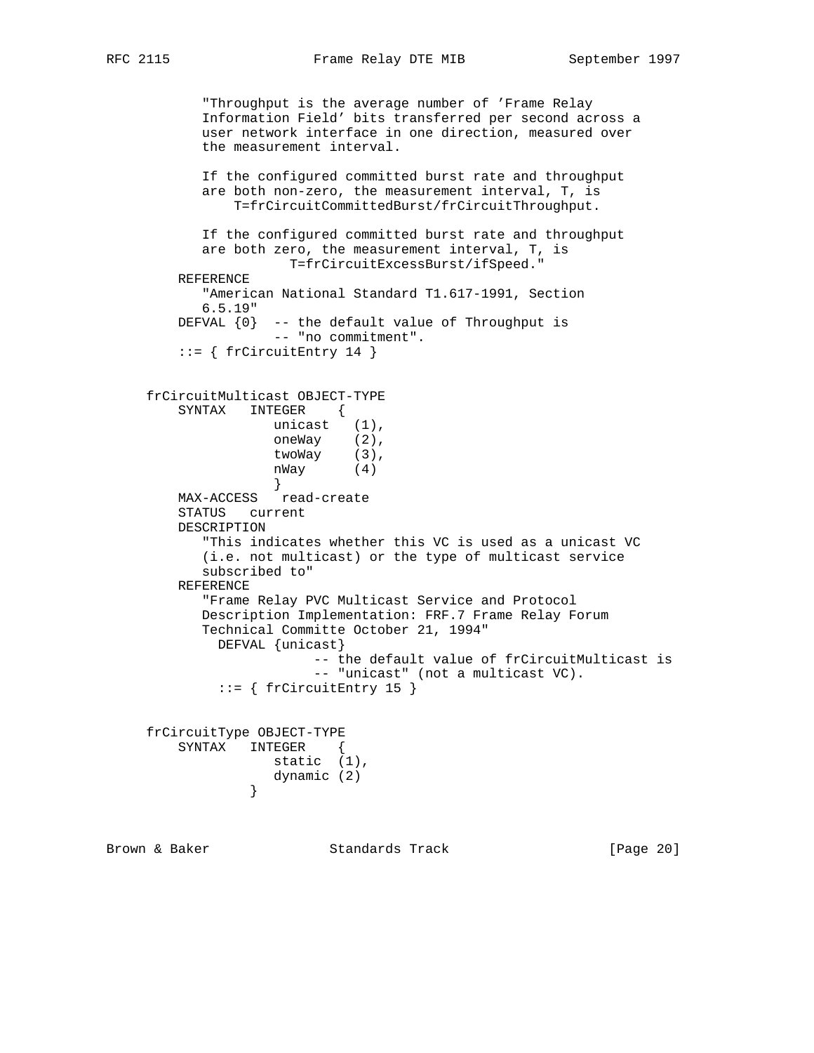```
          "Throughput is the average number of 'Frame Relay
          Information Field' bits transferred per second across a
          user network interface in one direction, measured over
          the measurement interval.

          If the configured committed burst rate and throughput
          are both non-zero, the measurement interval, T, is
              T=frCircuitCommittedBurst/frCircuitThroughput.

          If the configured committed burst rate and throughput
          are both zero, the measurement interval, T, is
                     T=frCircuitExcessBurst/ifSpeed."
       REFERENCE
          "American National Standard T1.617-1991, Section
          6.5.19"
       DEFVAL {0}  -- the default value of Throughput is
                   -- "no commitment".
       ::= { frCircuitEntry 14 }


   frCircuitMulticast OBJECT-TYPE
       SYNTAX   INTEGER    {
                   unicast   (1),
                   oneWay    (2),
                   twoWay    (3),
                   nWay      (4)
                   }
       MAX-ACCESS   read-create
       STATUS   current
       DESCRIPTION
          "This indicates whether this VC is used as a unicast VC
          (i.e. not multicast) or the type of multicast service
          subscribed to"
       REFERENCE
          "Frame Relay PVC Multicast Service and Protocol
          Description Implementation: FRF.7 Frame Relay Forum
          Technical Committe October 21, 1994"
            DEFVAL {unicast}
                        -- the default value of frCircuitMulticast is
                        -- "unicast" (not a multicast VC).
            ::= { frCircuitEntry 15 }


   frCircuitType OBJECT-TYPE
       SYNTAX   INTEGER    {
                   static  (1),
                   dynamic (2)
               }
```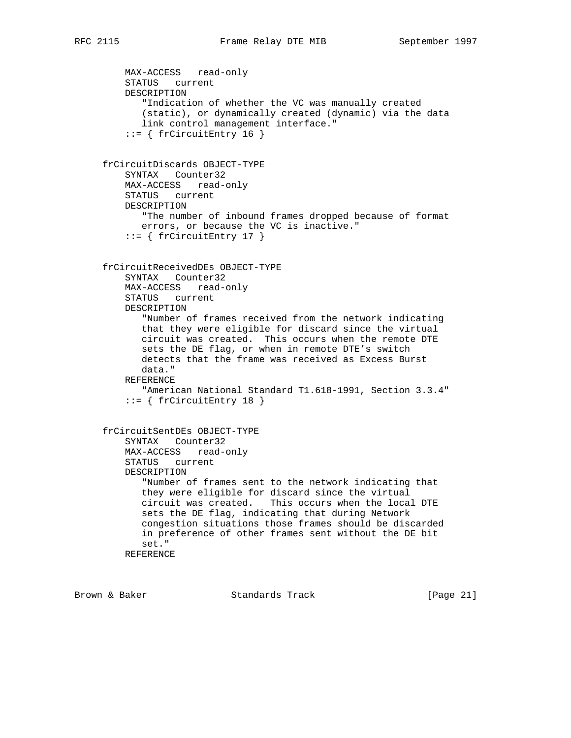```
        MAX-ACCESS   read-only
        STATUS   current
        DESCRIPTION
           "Indication of whether the VC was manually created
           (static), or dynamically created (dynamic) via the data
           link control management interface."
        ::= { frCircuitEntry 16 }


    frCircuitDiscards OBJECT-TYPE
        SYNTAX   Counter32
        MAX-ACCESS   read-only
        STATUS   current
        DESCRIPTION
           "The number of inbound frames dropped because of format
           errors, or because the VC is inactive."
        ::= { frCircuitEntry 17 }


    frCircuitReceivedDEs OBJECT-TYPE
        SYNTAX   Counter32
        MAX-ACCESS   read-only
        STATUS   current
        DESCRIPTION
           "Number of frames received from the network indicating
           that they were eligible for discard since the virtual
           circuit was created.  This occurs when the remote DTE
           sets the DE flag, or when in remote DTE's switch
           detects that the frame was received as Excess Burst
           data."
        REFERENCE
           "American National Standard T1.618-1991, Section 3.3.4"
        ::= { frCircuitEntry 18 }


    frCircuitSentDEs OBJECT-TYPE
        SYNTAX   Counter32
        MAX-ACCESS   read-only
        STATUS   current
        DESCRIPTION
           "Number of frames sent to the network indicating that
           they were eligible for discard since the virtual
           circuit was created.   This occurs when the local DTE
           sets the DE flag, indicating that during Network
           congestion situations those frames should be discarded
           in preference of other frames sent without the DE bit
           set."
        REFERENCE
```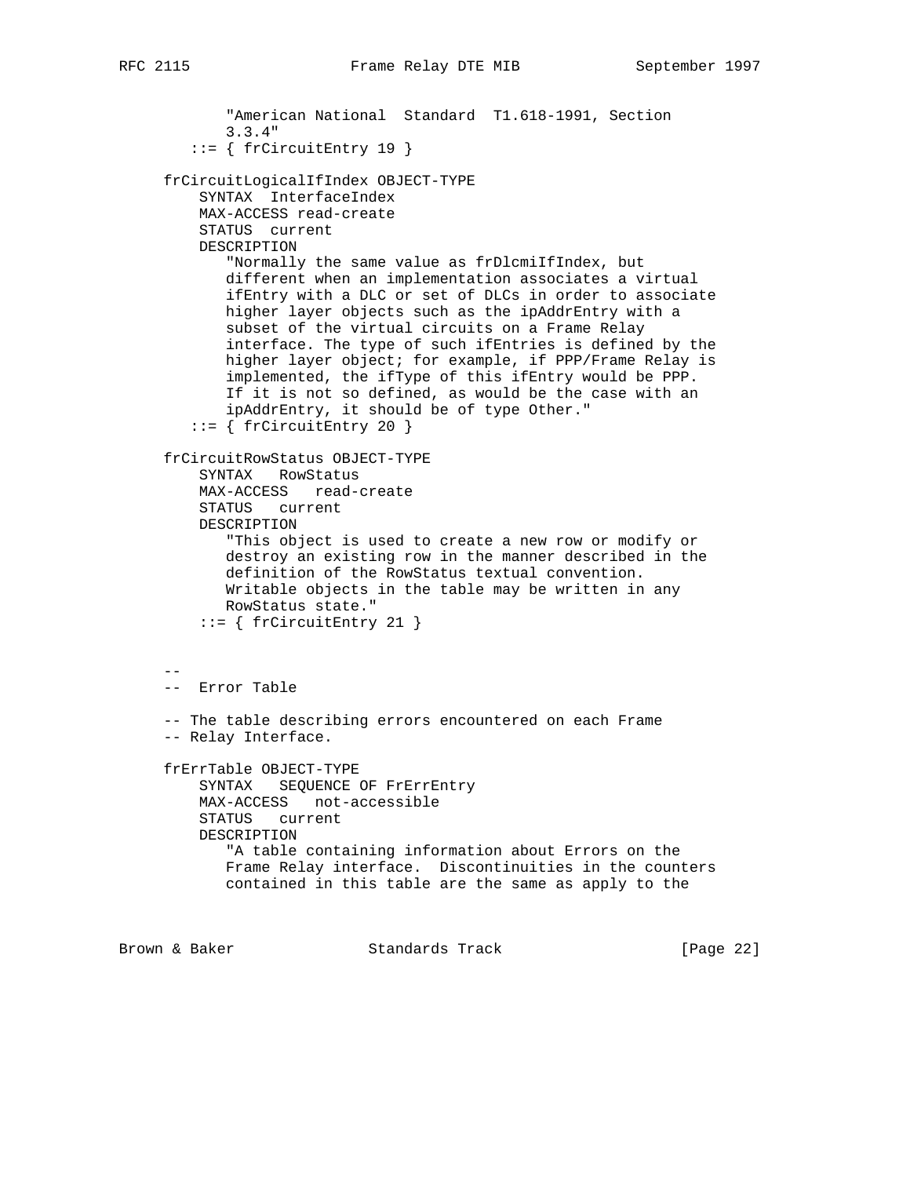```
           "American National  Standard  T1.618-1991, Section
           3.3.4"
       ::= { frCircuitEntry 19 }

   frCircuitLogicalIfIndex OBJECT-TYPE
       SYNTAX  InterfaceIndex
       MAX-ACCESS read-create
       STATUS  current
       DESCRIPTION
          "Normally the same value as frDlcmiIfIndex, but
          different when an implementation associates a virtual
          ifEntry with a DLC or set of DLCs in order to associate
          higher layer objects such as the ipAddrEntry with a
          subset of the virtual circuits on a Frame Relay
          interface. The type of such ifEntries is defined by the
          higher layer object; for example, if PPP/Frame Relay is
          implemented, the ifType of this ifEntry would be PPP.
          If it is not so defined, as would be the case with an
          ipAddrEntry, it should be of type Other."
       ::= { frCircuitEntry 20 }

   frCircuitRowStatus OBJECT-TYPE
       SYNTAX   RowStatus
       MAX-ACCESS   read-create
       STATUS   current
       DESCRIPTION
          "This object is used to create a new row or modify or
          destroy an existing row in the manner described in the
          definition of the RowStatus textual convention.
          Writable objects in the table may be written in any
          RowStatus state."
        ::= { frCircuitEntry 21 }


   --
   --  Error Table

   -- The table describing errors encountered on each Frame
   -- Relay Interface.

   frErrTable OBJECT-TYPE
       SYNTAX   SEQUENCE OF FrErrEntry
       MAX-ACCESS   not-accessible
       STATUS   current
       DESCRIPTION
          "A table containing information about Errors on the
          Frame Relay interface.  Discontinuities in the counters
          contained in this table are the same as apply to the
```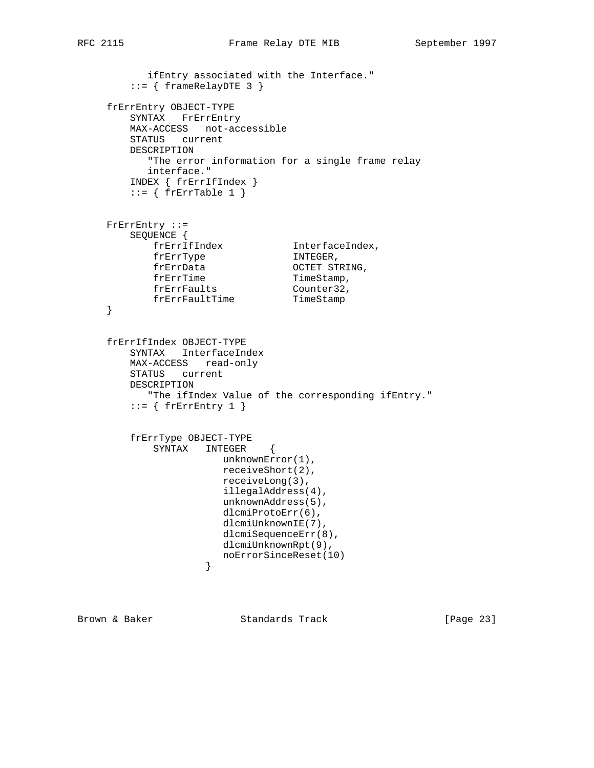```
          ifEntry associated with the Interface."
       ::= { frameRelayDTE 3 }

   frErrEntry OBJECT-TYPE
       SYNTAX   FrErrEntry
       MAX-ACCESS   not-accessible
       STATUS   current
       DESCRIPTION
          "The error information for a single frame relay
          interface."
       INDEX { frErrIfIndex }
       ::= { frErrTable 1 }


   FrErrEntry ::=
       SEQUENCE {
           frErrIfIndex            InterfaceIndex,
           frErrType               INTEGER,
           frErrData               OCTET STRING,
           frErrTime               TimeStamp,
           frErrFaults             Counter32,
           frErrFaultTime          TimeStamp
   }


   frErrIfIndex OBJECT-TYPE
       SYNTAX   InterfaceIndex
       MAX-ACCESS   read-only
       STATUS   current
       DESCRIPTION
          "The ifIndex Value of the corresponding ifEntry."
       ::= { frErrEntry 1 }


       frErrType OBJECT-TYPE
           SYNTAX   INTEGER    {
                       unknownError(1),
                       receiveShort(2),
                       receiveLong(3),
                       illegalAddress(4),
                       unknownAddress(5),
                       dlcmiProtoErr(6),
                       dlcmiUnknownIE(7),
                       dlcmiSequenceErr(8),
                       dlcmiUnknownRpt(9),
                       noErrorSinceReset(10)
                   }
```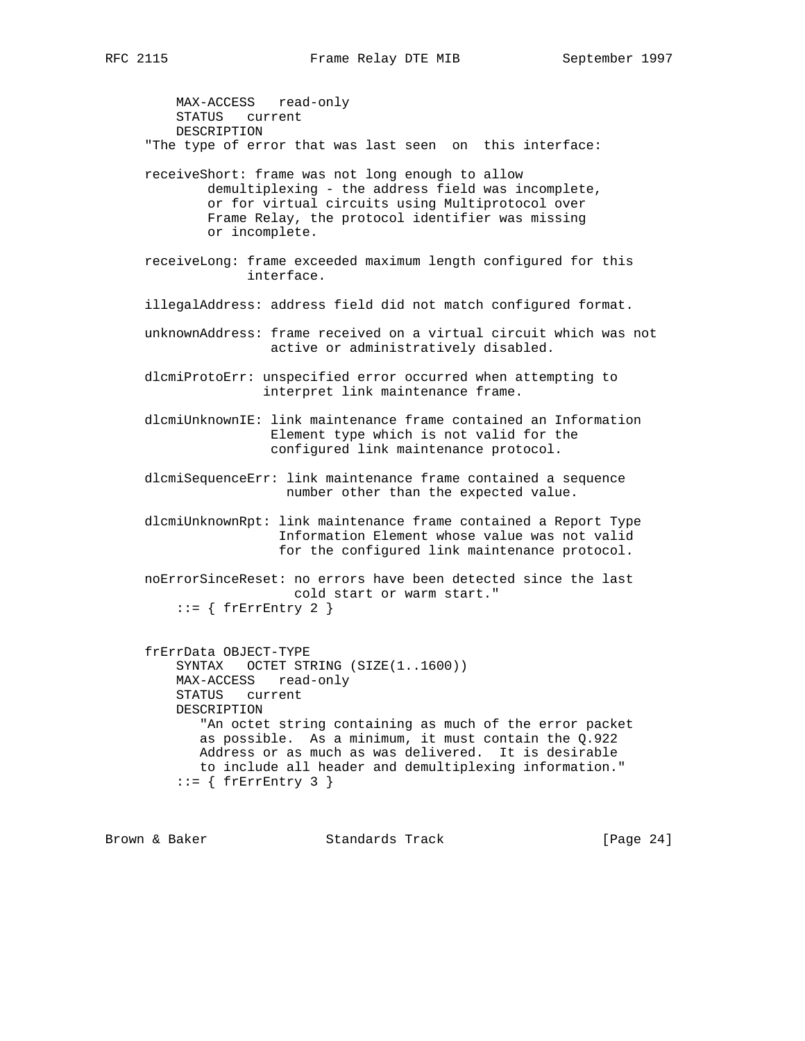```
         MAX-ACCESS   read-only
         STATUS   current
         DESCRIPTION
     "The type of error that was last seen  on  this interface:

     receiveShort: frame was not long enough to allow
             demultiplexing - the address field was incomplete,
             or for virtual circuits using Multiprotocol over
             Frame Relay, the protocol identifier was missing
             or incomplete.

     receiveLong: frame exceeded maximum length configured for this
                  interface.

     illegalAddress: address field did not match configured format.

     unknownAddress: frame received on a virtual circuit which was not
                     active or administratively disabled.

     dlcmiProtoErr: unspecified error occurred when attempting to
                    interpret link maintenance frame.

     dlcmiUnknownIE: link maintenance frame contained an Information
                     Element type which is not valid for the
                     configured link maintenance protocol.

     dlcmiSequenceErr: link maintenance frame contained a sequence
                       number other than the expected value.

     dlcmiUnknownRpt: link maintenance frame contained a Report Type
                      Information Element whose value was not valid
                      for the configured link maintenance protocol.

     noErrorSinceReset: no errors have been detected since the last
                        cold start or warm start."
         ::= { frErrEntry 2 }


     frErrData OBJECT-TYPE
         SYNTAX   OCTET STRING (SIZE(1..1600))
         MAX-ACCESS   read-only
         STATUS   current
         DESCRIPTION
            "An octet string containing as much of the error packet
            as possible.  As a minimum, it must contain the Q.922
            Address or as much as was delivered.  It is desirable
            to include all header and demultiplexing information."
         ::= { frErrEntry 3 }
```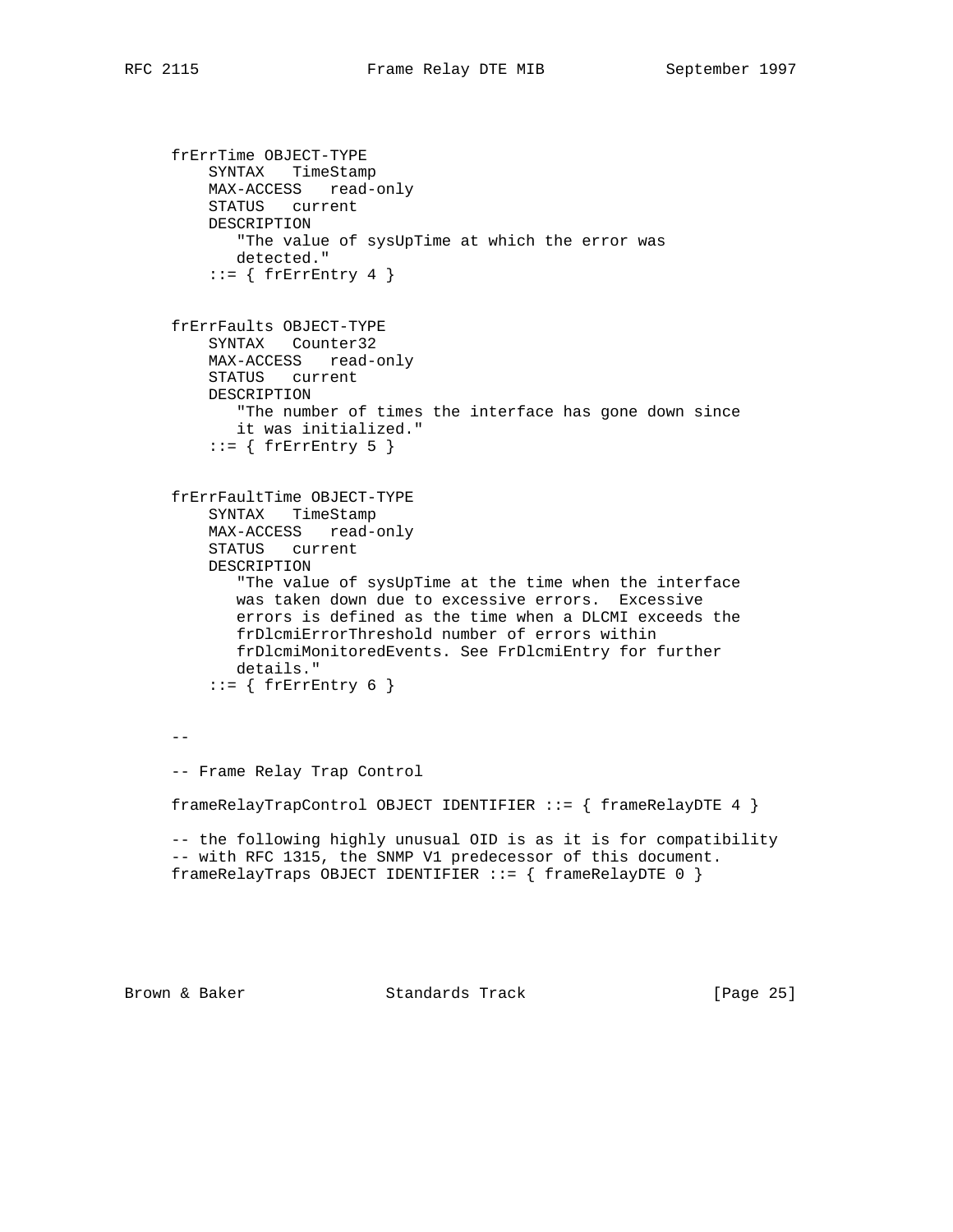```
frErrTime OBJECT-TYPE
    SYNTAX   TimeStamp
    MAX-ACCESS   read-only
    STATUS   current
    DESCRIPTION
       "The value of sysUpTime at which the error was
       detected."
    ::= { frErrEntry 4 }


frErrFaults OBJECT-TYPE
    SYNTAX   Counter32
    MAX-ACCESS   read-only
    STATUS   current
    DESCRIPTION
       "The number of times the interface has gone down since
       it was initialized."
    ::= { frErrEntry 5 }


frErrFaultTime OBJECT-TYPE
    SYNTAX   TimeStamp
    MAX-ACCESS   read-only
    STATUS   current
    DESCRIPTION
       "The value of sysUpTime at the time when the interface
       was taken down due to excessive errors.  Excessive
       errors is defined as the time when a DLCMI exceeds the
       frDlcmiErrorThreshold number of errors within
       frDlcmiMonitoredEvents. See FrDlcmiEntry for further
       details."
    ::= { frErrEntry 6 }


--

-- Frame Relay Trap Control

frameRelayTrapControl OBJECT IDENTIFIER ::= { frameRelayDTE 4 }

-- the following highly unusual OID is as it is for compatibility
-- with RFC 1315, the SNMP V1 predecessor of this document.
frameRelayTraps OBJECT IDENTIFIER ::= { frameRelayDTE 0 }
```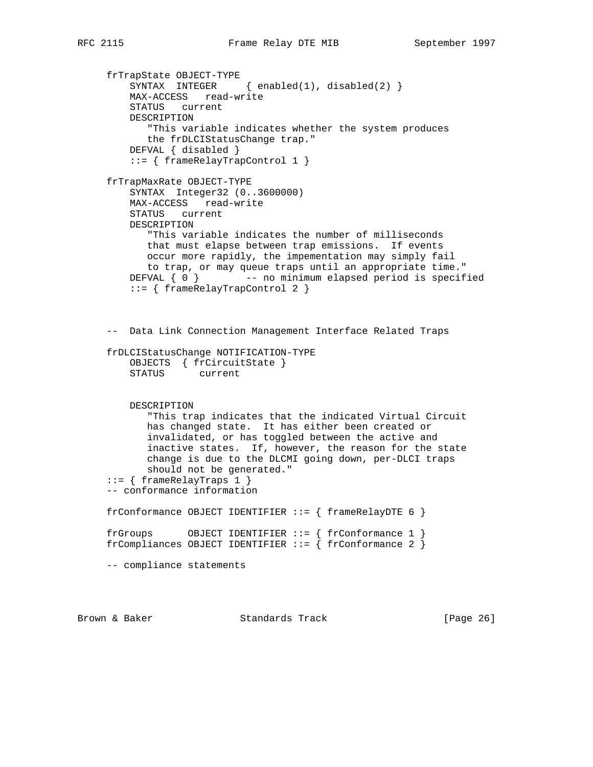```
     frTrapState OBJECT-TYPE
         SYNTAX  INTEGER     { enabled(1), disabled(2) }
         MAX-ACCESS   read-write
         STATUS   current
         DESCRIPTION
            "This variable indicates whether the system produces
            the frDLCIStatusChange trap."
         DEFVAL { disabled }
         ::= { frameRelayTrapControl 1 }

     frTrapMaxRate OBJECT-TYPE
         SYNTAX  Integer32 (0..3600000)
         MAX-ACCESS   read-write
         STATUS   current
         DESCRIPTION
            "This variable indicates the number of milliseconds
            that must elapse between trap emissions.  If events
            occur more rapidly, the impementation may simply fail
            to trap, or may queue traps until an appropriate time."
         DEFVAL { 0 }        -- no minimum elapsed period is specified
         ::= { frameRelayTrapControl 2 }



     --  Data Link Connection Management Interface Related Traps

     frDLCIStatusChange NOTIFICATION-TYPE
         OBJECTS  { frCircuitState }
         STATUS      current


         DESCRIPTION
            "This trap indicates that the indicated Virtual Circuit
            has changed state.  It has either been created or
            invalidated, or has toggled between the active and
            inactive states.  If, however, the reason for the state
            change is due to the DLCMI going down, per-DLCI traps
            should not be generated."
     ::= { frameRelayTraps 1 }
     -- conformance information

     frConformance OBJECT IDENTIFIER ::= { frameRelayDTE 6 }

     frGroups      OBJECT IDENTIFIER ::= { frConformance 1 }
     frCompliances OBJECT IDENTIFIER ::= { frConformance 2 }

     -- compliance statements
```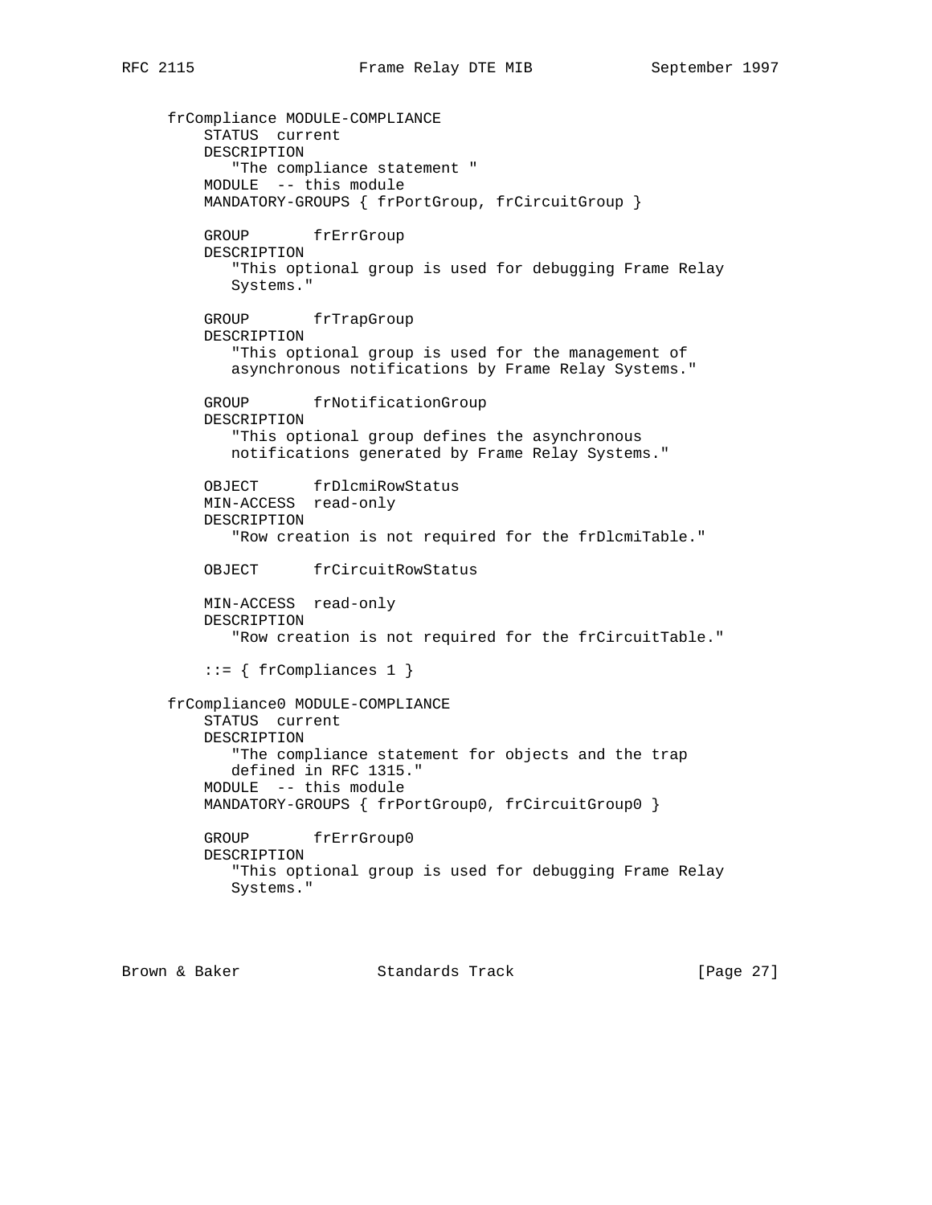```
   frCompliance MODULE-COMPLIANCE
       STATUS  current
       DESCRIPTION
          "The compliance statement "
       MODULE  -- this module
       MANDATORY-GROUPS { frPortGroup, frCircuitGroup }

       GROUP       frErrGroup
       DESCRIPTION
          "This optional group is used for debugging Frame Relay
          Systems."

       GROUP       frTrapGroup
       DESCRIPTION
          "This optional group is used for the management of
          asynchronous notifications by Frame Relay Systems."

       GROUP       frNotificationGroup
       DESCRIPTION
          "This optional group defines the asynchronous
          notifications generated by Frame Relay Systems."

       OBJECT      frDlcmiRowStatus
       MIN-ACCESS  read-only
       DESCRIPTION
          "Row creation is not required for the frDlcmiTable."

       OBJECT      frCircuitRowStatus

       MIN-ACCESS  read-only
       DESCRIPTION
          "Row creation is not required for the frCircuitTable."

       ::= { frCompliances 1 }

   frCompliance0 MODULE-COMPLIANCE
       STATUS  current
       DESCRIPTION
          "The compliance statement for objects and the trap
          defined in RFC 1315."
       MODULE  -- this module
       MANDATORY-GROUPS { frPortGroup0, frCircuitGroup0 }

       GROUP       frErrGroup0
       DESCRIPTION
          "This optional group is used for debugging Frame Relay
          Systems."
```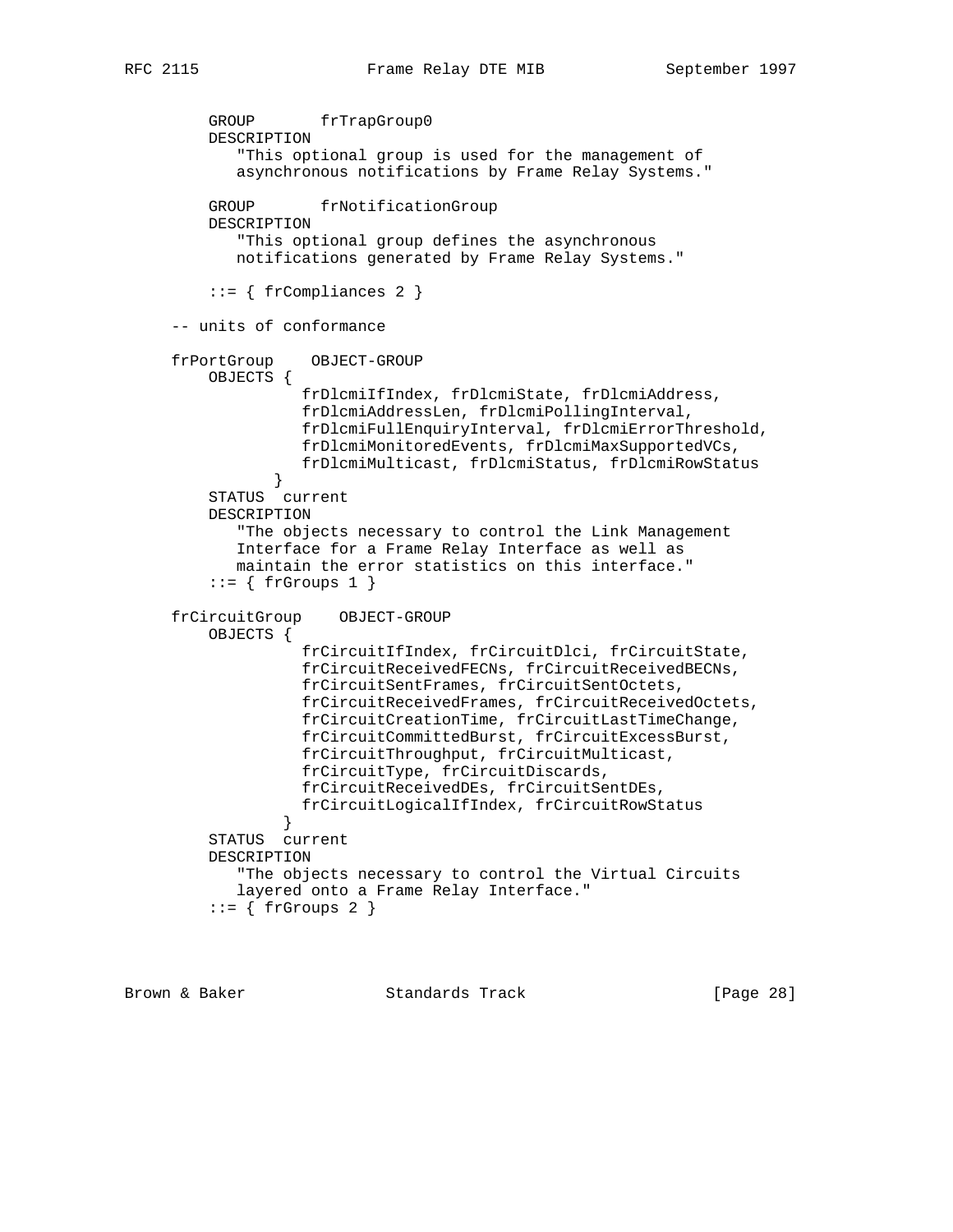```
        GROUP       frTrapGroup0
        DESCRIPTION
           "This optional group is used for the management of
           asynchronous notifications by Frame Relay Systems."

        GROUP       frNotificationGroup
        DESCRIPTION
           "This optional group defines the asynchronous
           notifications generated by Frame Relay Systems."

        ::= { frCompliances 2 }

    -- units of conformance

    frPortGroup    OBJECT-GROUP
        OBJECTS {
                  frDlcmiIfIndex, frDlcmiState, frDlcmiAddress,
                  frDlcmiAddressLen, frDlcmiPollingInterval,
                  frDlcmiFullEnquiryInterval, frDlcmiErrorThreshold,
                  frDlcmiMonitoredEvents, frDlcmiMaxSupportedVCs,
                  frDlcmiMulticast, frDlcmiStatus, frDlcmiRowStatus
               }
        STATUS  current
        DESCRIPTION
           "The objects necessary to control the Link Management
           Interface for a Frame Relay Interface as well as
           maintain the error statistics on this interface."
        ::= { frGroups 1 }

    frCircuitGroup    OBJECT-GROUP
        OBJECTS {
                  frCircuitIfIndex, frCircuitDlci, frCircuitState,
                  frCircuitReceivedFECNs, frCircuitReceivedBECNs,
                  frCircuitSentFrames, frCircuitSentOctets,
                  frCircuitReceivedFrames, frCircuitReceivedOctets,
                  frCircuitCreationTime, frCircuitLastTimeChange,
                  frCircuitCommittedBurst, frCircuitExcessBurst,
                  frCircuitThroughput, frCircuitMulticast,
                  frCircuitType, frCircuitDiscards,
                  frCircuitReceivedDEs, frCircuitSentDEs,
                  frCircuitLogicalIfIndex, frCircuitRowStatus
                }
        STATUS  current
        DESCRIPTION
           "The objects necessary to control the Virtual Circuits
           layered onto a Frame Relay Interface."
        ::= { frGroups 2 }
```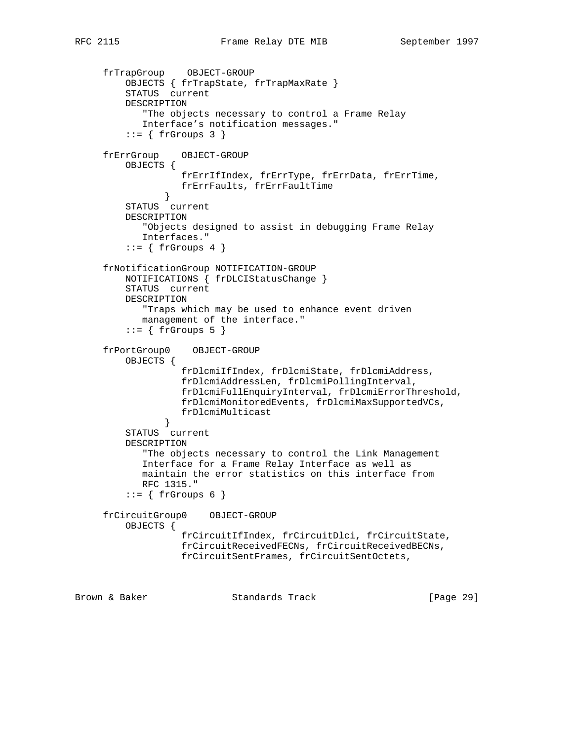```
   frTrapGroup    OBJECT-GROUP
       OBJECTS { frTrapState, frTrapMaxRate }
       STATUS  current
       DESCRIPTION
          "The objects necessary to control a Frame Relay
          Interface's notification messages."
       ::= { frGroups 3 }

   frErrGroup    OBJECT-GROUP
       OBJECTS {
                 frErrIfIndex, frErrType, frErrData, frErrTime,
                 frErrFaults, frErrFaultTime
               }
       STATUS  current
       DESCRIPTION
          "Objects designed to assist in debugging Frame Relay
          Interfaces."
       ::= { frGroups 4 }

   frNotificationGroup NOTIFICATION-GROUP
       NOTIFICATIONS { frDLCIStatusChange }
       STATUS  current
       DESCRIPTION
          "Traps which may be used to enhance event driven
          management of the interface."
       ::= { frGroups 5 }

   frPortGroup0    OBJECT-GROUP
       OBJECTS {
                 frDlcmiIfIndex, frDlcmiState, frDlcmiAddress,
                 frDlcmiAddressLen, frDlcmiPollingInterval,
                 frDlcmiFullEnquiryInterval, frDlcmiErrorThreshold,
                 frDlcmiMonitoredEvents, frDlcmiMaxSupportedVCs,
                 frDlcmiMulticast
               }
       STATUS  current
       DESCRIPTION
          "The objects necessary to control the Link Management
          Interface for a Frame Relay Interface as well as
          maintain the error statistics on this interface from
          RFC 1315."
       ::= { frGroups 6 }

   frCircuitGroup0    OBJECT-GROUP
       OBJECTS {
                 frCircuitIfIndex, frCircuitDlci, frCircuitState,
                 frCircuitReceivedFECNs, frCircuitReceivedBECNs,
                 frCircuitSentFrames, frCircuitSentOctets,
```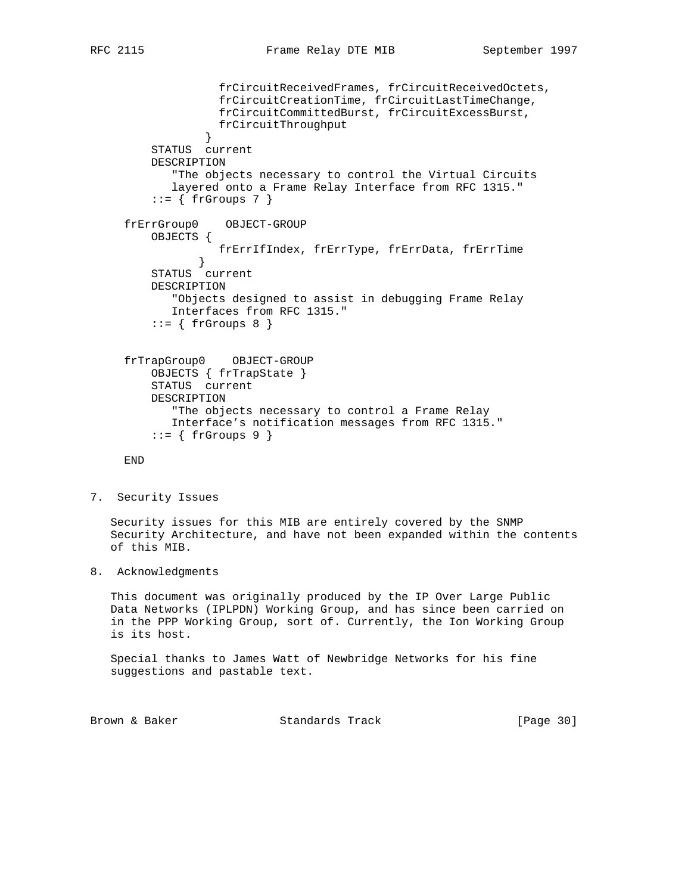```
                 frCircuitReceivedFrames, frCircuitReceivedOctets,
                 frCircuitCreationTime, frCircuitLastTimeChange,
                 frCircuitCommittedBurst, frCircuitExcessBurst,
                 frCircuitThroughput
               }
       STATUS  current
       DESCRIPTION
          "The objects necessary to control the Virtual Circuits
          layered onto a Frame Relay Interface from RFC 1315."
       ::= { frGroups 7 }

   frErrGroup0    OBJECT-GROUP
       OBJECTS {
                 frErrIfIndex, frErrType, frErrData, frErrTime
              }
       STATUS  current
       DESCRIPTION
          "Objects designed to assist in debugging Frame Relay
          Interfaces from RFC 1315."
       ::= { frGroups 8 }


   frTrapGroup0    OBJECT-GROUP
       OBJECTS { frTrapState }
       STATUS  current
       DESCRIPTION
          "The objects necessary to control a Frame Relay
          Interface's notification messages from RFC 1315."
       ::= { frGroups 9 }

   END
```

## 7. Security Issues

Security issues for this MIB are entirely covered by the SNMP Security Architecture, and have not been expanded within the contents of this MIB.

## 8. Acknowledgments

This document was originally produced by the IP Over Large Public Data Networks (IPLPDN) Working Group, and has since been carried on in the PPP Working Group, sort of. Currently, the Ion Working Group is its host.

Special thanks to James Watt of Newbridge Networks for his fine suggestions and pastable text.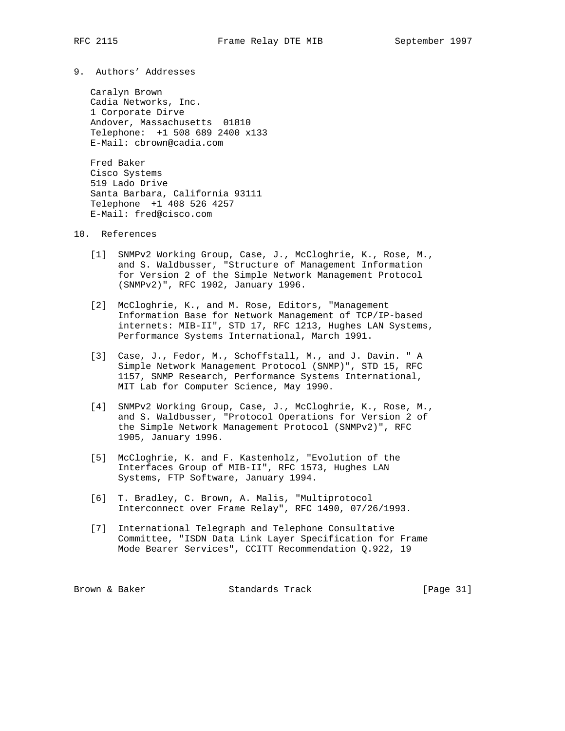## 9. Authors' Addresses

Caralyn Brown
Cadia Networks, Inc.
1 Corporate Dirve
Andover, Massachusetts 01810
Telephone: +1 508 689 2400 x133
E-Mail: cbrown@cadia.com

Fred Baker
Cisco Systems
519 Lado Drive
Santa Barbara, California 93111
Telephone +1 408 526 4257
E-Mail: fred@cisco.com

## 10. References

[1] SNMPv2 Working Group, Case, J., McCloghrie, K., Rose, M., and S. Waldbusser, "Structure of Management Information for Version 2 of the Simple Network Management Protocol (SNMPv2)", RFC 1902, January 1996.

[2] McCloghrie, K., and M. Rose, Editors, "Management Information Base for Network Management of TCP/IP-based internets: MIB-II", STD 17, RFC 1213, Hughes LAN Systems, Performance Systems International, March 1991.

[3] Case, J., Fedor, M., Schoffstall, M., and J. Davin. " A Simple Network Management Protocol (SNMP)", STD 15, RFC 1157, SNMP Research, Performance Systems International, MIT Lab for Computer Science, May 1990.

[4] SNMPv2 Working Group, Case, J., McCloghrie, K., Rose, M., and S. Waldbusser, "Protocol Operations for Version 2 of the Simple Network Management Protocol (SNMPv2)", RFC 1905, January 1996.

[5] McCloghrie, K. and F. Kastenholz, "Evolution of the Interfaces Group of MIB-II", RFC 1573, Hughes LAN Systems, FTP Software, January 1994.

[6] T. Bradley, C. Brown, A. Malis, "Multiprotocol Interconnect over Frame Relay", RFC 1490, 07/26/1993.

[7] International Telegraph and Telephone Consultative Committee, "ISDN Data Link Layer Specification for Frame Mode Bearer Services", CCITT Recommendation Q.922, 19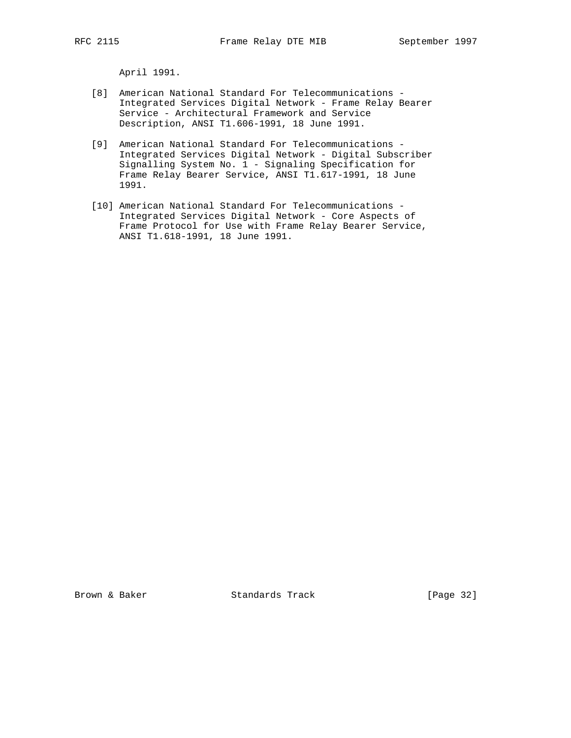April 1991.

[8] American National Standard For Telecommunications - Integrated Services Digital Network - Frame Relay Bearer Service - Architectural Framework and Service Description, ANSI T1.606-1991, 18 June 1991.

[9] American National Standard For Telecommunications - Integrated Services Digital Network - Digital Subscriber Signalling System No. 1 - Signaling Specification for Frame Relay Bearer Service, ANSI T1.617-1991, 18 June 1991.

[10] American National Standard For Telecommunications - Integrated Services Digital Network - Core Aspects of Frame Protocol for Use with Frame Relay Bearer Service, ANSI T1.618-1991, 18 June 1991.